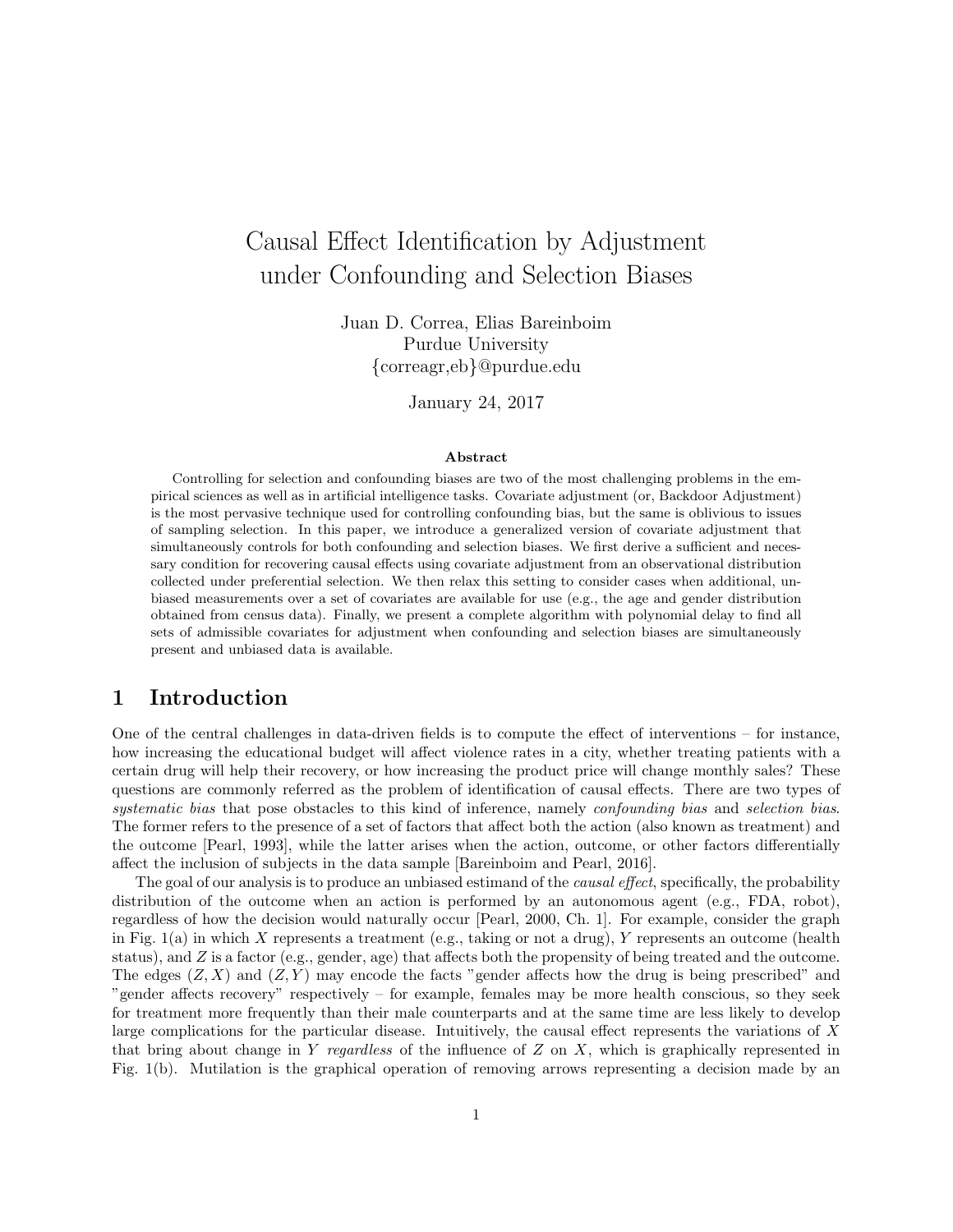# Causal Effect Identification by Adjustment under Confounding and Selection Biases

Juan D. Correa, Elias Bareinboim
Purdue University
{correagr,eb}@purdue.edu

January 24, 2017

### Abstract

Controlling for selection and confounding biases are two of the most challenging problems in the empirical sciences as well as in artificial intelligence tasks. Covariate adjustment (or, Backdoor Adjustment) is the most pervasive technique used for controlling confounding bias, but the same is oblivious to issues of sampling selection. In this paper, we introduce a generalized version of covariate adjustment that simultaneously controls for both confounding and selection biases. We first derive a sufficient and necessary condition for recovering causal effects using covariate adjustment from an observational distribution collected under preferential selection. We then relax this setting to consider cases when additional, unbiased measurements over a set of covariates are available for use (e.g., the age and gender distribution obtained from census data). Finally, we present a complete algorithm with polynomial delay to find all sets of admissible covariates for adjustment when confounding and selection biases are simultaneously present and unbiased data is available.

## 1 Introduction

One of the central challenges in data-driven fields is to compute the effect of interventions – for instance, how increasing the educational budget will affect violence rates in a city, whether treating patients with a certain drug will help their recovery, or how increasing the product price will change monthly sales? These questions are commonly referred as the problem of identification of causal effects. There are two types of *systematic bias* that pose obstacles to this kind of inference, namely *confounding bias* and *selection bias*. The former refers to the presence of a set of factors that affect both the action (also known as treatment) and the outcome [Pearl, 1993], while the latter arises when the action, outcome, or other factors differentially affect the inclusion of subjects in the data sample [Bareinboim and Pearl, 2016].

The goal of our analysis is to produce an unbiased estimand of the *causal effect*, specifically, the probability distribution of the outcome when an action is performed by an autonomous agent (e.g., FDA, robot), regardless of how the decision would naturally occur [Pearl, 2000, Ch. 1]. For example, consider the graph in Fig. 1(a) in which $X$ represents a treatment (e.g., taking or not a drug), $Y$ represents an outcome (health status), and $Z$ is a factor (e.g., gender, age) that affects both the propensity of being treated and the outcome. The edges $(Z, X)$ and $(Z, Y)$ may encode the facts "gender affects how the drug is being prescribed" and "gender affects recovery" respectively – for example, females may be more health conscious, so they seek for treatment more frequently than their male counterparts and at the same time are less likely to develop large complications for the particular disease. Intuitively, the causal effect represents the variations of $X$ that bring about change in $Y$ *regardless* of the influence of $Z$ on $X$, which is graphically represented in Fig. 1(b). Mutilation is the graphical operation of removing arrows representing a decision made by an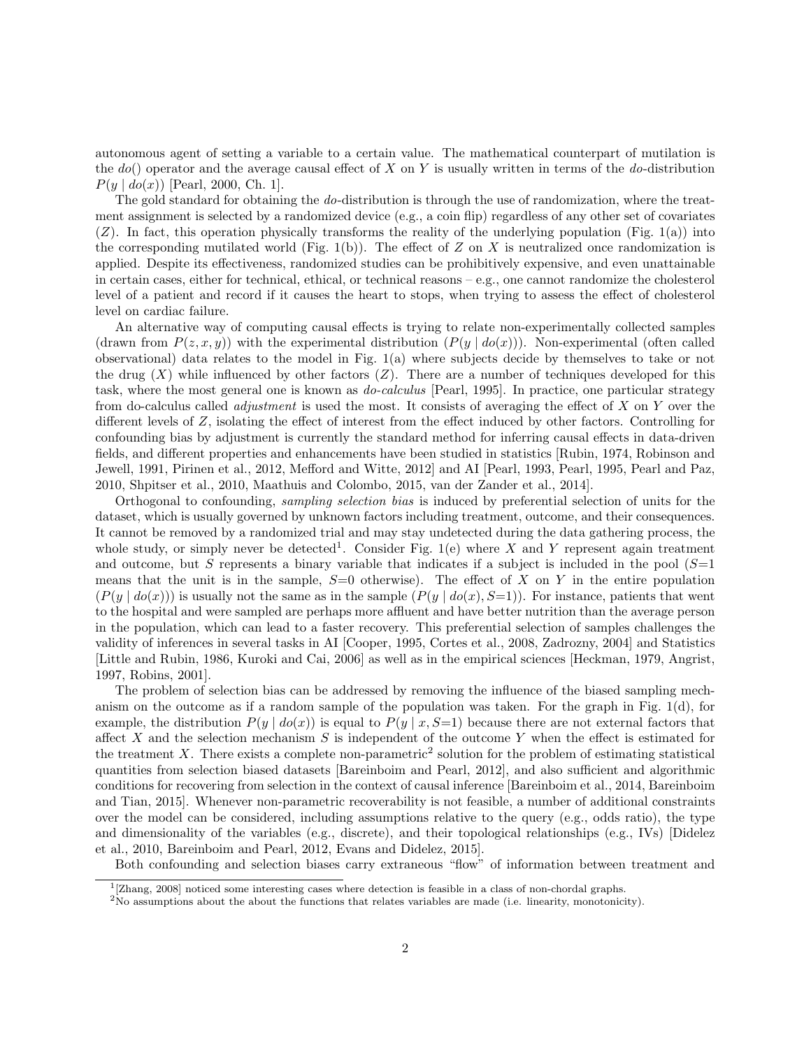autonomous agent of setting a variable to a certain value. The mathematical counterpart of mutilation is the $do()$ operator and the average causal effect of $X$ on $Y$ is usually written in terms of the *do*-distribution $P(y \mid do(x))$ [Pearl, 2000, Ch. 1].

The gold standard for obtaining the *do*-distribution is through the use of randomization, where the treatment assignment is selected by a randomized device (e.g., a coin flip) regardless of any other set of covariates ($Z$). In fact, this operation physically transforms the reality of the underlying population (Fig. 1(a)) into the corresponding mutilated world (Fig. 1(b)). The effect of $Z$ on $X$ is neutralized once randomization is applied. Despite its effectiveness, randomized studies can be prohibitively expensive, and even unattainable in certain cases, either for technical, ethical, or technical reasons – e.g., one cannot randomize the cholesterol level of a patient and record if it causes the heart to stops, when trying to assess the effect of cholesterol level on cardiac failure.

An alternative way of computing causal effects is trying to relate non-experimentally collected samples (drawn from $P(z, x, y)$) with the experimental distribution ($P(y \mid do(x))$). Non-experimental (often called observational) data relates to the model in Fig. 1(a) where subjects decide by themselves to take or not the drug ($X$) while influenced by other factors ($Z$). There are a number of techniques developed for this task, where the most general one is known as *do-calculus* [Pearl, 1995]. In practice, one particular strategy from do-calculus called *adjustment* is used the most. It consists of averaging the effect of $X$ on $Y$ over the different levels of $Z$, isolating the effect of interest from the effect induced by other factors. Controlling for confounding bias by adjustment is currently the standard method for inferring causal effects in data-driven fields, and different properties and enhancements have been studied in statistics [Rubin, 1974, Robinson and Jewell, 1991, Pirinen et al., 2012, Mefford and Witte, 2012] and AI [Pearl, 1993, Pearl, 1995, Pearl and Paz, 2010, Shpitser et al., 2010, Maathuis and Colombo, 2015, van der Zander et al., 2014].

Orthogonal to confounding, *sampling selection bias* is induced by preferential selection of units for the dataset, which is usually governed by unknown factors including treatment, outcome, and their consequences. It cannot be removed by a randomized trial and may stay undetected during the data gathering process, the whole study, or simply never be detected[1]. Consider Fig. 1(e) where $X$ and $Y$ represent again treatment and outcome, but $S$ represents a binary variable that indicates if a subject is included in the pool ($S$=1 means that the unit is in the sample, $S$=0 otherwise). The effect of $X$ on $Y$ in the entire population ($P(y \mid do(x))$) is usually not the same as in the sample ($P(y \mid do(x), S{=}1)$). For instance, patients that went to the hospital and were sampled are perhaps more affluent and have better nutrition than the average person in the population, which can lead to a faster recovery. This preferential selection of samples challenges the validity of inferences in several tasks in AI [Cooper, 1995, Cortes et al., 2008, Zadrozny, 2004] and Statistics [Little and Rubin, 1986, Kuroki and Cai, 2006] as well as in the empirical sciences [Heckman, 1979, Angrist, 1997, Robins, 2001].

The problem of selection bias can be addressed by removing the influence of the biased sampling mechanism on the outcome as if a random sample of the population was taken. For the graph in Fig. 1(d), for example, the distribution $P(y \mid do(x))$ is equal to $P(y \mid x, S{=}1)$ because there are not external factors that affect $X$ and the selection mechanism $S$ is independent of the outcome $Y$ when the effect is estimated for the treatment $X$. There exists a complete non-parametric[2] solution for the problem of estimating statistical quantities from selection biased datasets [Bareinboim and Pearl, 2012], and also sufficient and algorithmic conditions for recovering from selection in the context of causal inference [Bareinboim et al., 2014, Bareinboim and Tian, 2015]. Whenever non-parametric recoverability is not feasible, a number of additional constraints over the model can be considered, including assumptions relative to the query (e.g., odds ratio), the type and dimensionality of the variables (e.g., discrete), and their topological relationships (e.g., IVs) [Didelez et al., 2010, Bareinboim and Pearl, 2012, Evans and Didelez, 2015].

Both confounding and selection biases carry extraneous "flow" of information between treatment and

[1] [Zhang, 2008] noticed some interesting cases where detection is feasible in a class of non-chordal graphs.

[2] No assumptions about the about the functions that relates variables are made (i.e. linearity, monotonicity).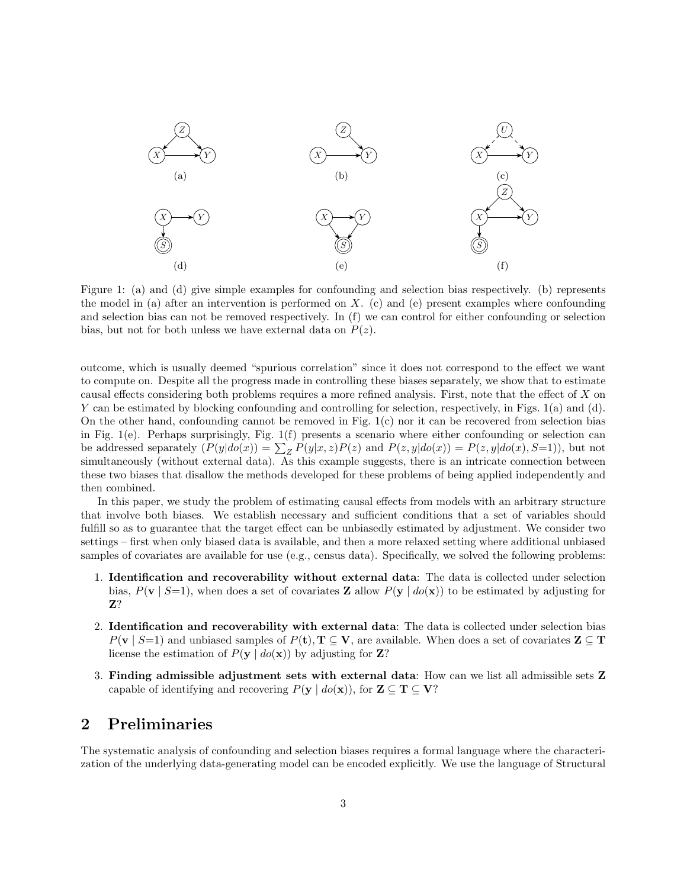Figure 1: (a) and (d) give simple examples for confounding and selection bias respectively. (b) represents the model in (a) after an intervention is performed on $X$. (c) and (e) present examples where confounding and selection bias can not be removed respectively. In (f) we can control for either confounding or selection bias, but not for both unless we have external data on $P(z)$.

outcome, which is usually deemed "spurious correlation" since it does not correspond to the effect we want to compute on. Despite all the progress made in controlling these biases separately, we show that to estimate causal effects considering both problems requires a more refined analysis. First, note that the effect of $X$ on $Y$ can be estimated by blocking confounding and controlling for selection, respectively, in Figs. 1(a) and (d). On the other hand, confounding cannot be removed in Fig. 1(c) nor it can be recovered from selection bias in Fig. 1(e). Perhaps surprisingly, Fig. 1(f) presents a scenario where either confounding or selection can be addressed separately ($P(y|do(x)) = \sum_Z P(y|x,z)P(z)$ and $P(z,y|do(x)) = P(z,y|do(x), S{=}1)$), but not simultaneously (without external data). As this example suggests, there is an intricate connection between these two biases that disallow the methods developed for these problems of being applied independently and then combined.

In this paper, we study the problem of estimating causal effects from models with an arbitrary structure that involve both biases. We establish necessary and sufficient conditions that a set of variables should fulfill so as to guarantee that the target effect can be unbiasedly estimated by adjustment. We consider two settings – first when only biased data is available, and then a more relaxed setting where additional unbiased samples of covariates are available for use (e.g., census data). Specifically, we solved the following problems:

1. **Identification and recoverability without external data**: The data is collected under selection bias, $P(\mathbf{v} \mid S{=}1)$, when does a set of covariates $\mathbf{Z}$ allow $P(\mathbf{y} \mid do(\mathbf{x}))$ to be estimated by adjusting for $\mathbf{Z}$?
2. **Identification and recoverability with external data**: The data is collected under selection bias $P(\mathbf{v} \mid S{=}1)$ and unbiased samples of $P(\mathbf{t}), \mathbf{T} \subseteq \mathbf{V}$, are available. When does a set of covariates $\mathbf{Z} \subseteq \mathbf{T}$ license the estimation of $P(\mathbf{y} \mid do(\mathbf{x}))$ by adjusting for $\mathbf{Z}$?
3. **Finding admissible adjustment sets with external data**: How can we list all admissible sets $\mathbf{Z}$ capable of identifying and recovering $P(\mathbf{y} \mid do(\mathbf{x}))$, for $\mathbf{Z} \subseteq \mathbf{T} \subseteq \mathbf{V}$?

## 2 Preliminaries

The systematic analysis of confounding and selection biases requires a formal language where the characterization of the underlying data-generating model can be encoded explicitly. We use the language of Structural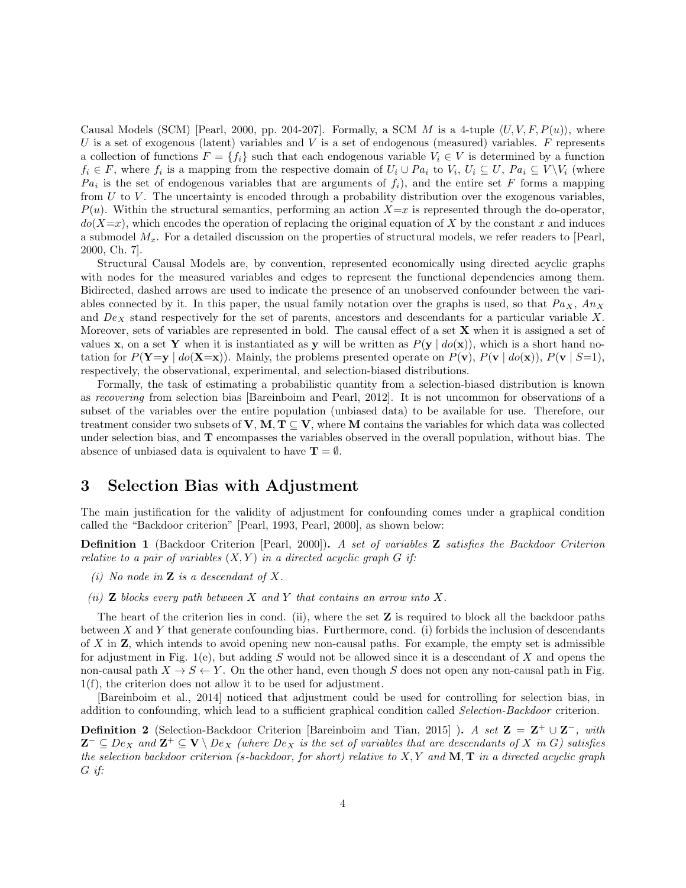Causal Models (SCM) [Pearl, 2000, pp. 204-207]. Formally, a SCM $M$ is a 4-tuple $\langle U, V, F, P(u)\rangle$, where $U$ is a set of exogenous (latent) variables and $V$ is a set of endogenous (measured) variables. $F$ represents a collection of functions $F = \{f_i\}$ such that each endogenous variable $V_i \in V$ is determined by a function $f_i \in F$, where $f_i$ is a mapping from the respective domain of $U_i \cup Pa_i$ to $V_i$, $U_i \subseteq U$, $Pa_i \subseteq V \backslash V_i$ (where $Pa_i$ is the set of endogenous variables that are arguments of $f_i$), and the entire set $F$ forms a mapping from $U$ to $V$. The uncertainty is encoded through a probability distribution over the exogenous variables, $P(u)$. Within the structural semantics, performing an action $X{=}x$ is represented through the do-operator, $do(X{=}x)$, which encodes the operation of replacing the original equation of $X$ by the constant $x$ and induces a submodel $M_x$. For a detailed discussion on the properties of structural models, we refer readers to [Pearl, 2000, Ch. 7].

Structural Causal Models are, by convention, represented economically using directed acyclic graphs with nodes for the measured variables and edges to represent the functional dependencies among them. Bidirected, dashed arrows are used to indicate the presence of an unobserved confounder between the variables connected by it. In this paper, the usual family notation over the graphs is used, so that $Pa_X$, $An_X$ and $De_X$ stand respectively for the set of parents, ancestors and descendants for a particular variable $X$. Moreover, sets of variables are represented in bold. The causal effect of a set $\mathbf{X}$ when it is assigned a set of values $\mathbf{x}$, on a set $\mathbf{Y}$ when it is instantiated as $\mathbf{y}$ will be written as $P(\mathbf{y} \mid do(\mathbf{x}))$, which is a short hand notation for $P(\mathbf{Y}{=}\mathbf{y} \mid do(\mathbf{X}{=}\mathbf{x}))$. Mainly, the problems presented operate on $P(\mathbf{v})$, $P(\mathbf{v} \mid do(\mathbf{x}))$, $P(\mathbf{v} \mid S{=}1)$, respectively, the observational, experimental, and selection-biased distributions.

Formally, the task of estimating a probabilistic quantity from a selection-biased distribution is known as *recovering* from selection bias [Bareinboim and Pearl, 2012]. It is not uncommon for observations of a subset of the variables over the entire population (unbiased data) to be available for use. Therefore, our treatment consider two subsets of $\mathbf{V}$, $\mathbf{M}, \mathbf{T} \subseteq \mathbf{V}$, where $\mathbf{M}$ contains the variables for which data was collected under selection bias, and $\mathbf{T}$ encompasses the variables observed in the overall population, without bias. The absence of unbiased data is equivalent to have $\mathbf{T} = \emptyset$.

## 3 Selection Bias with Adjustment

The main justification for the validity of adjustment for confounding comes under a graphical condition called the "Backdoor criterion" [Pearl, 1993, Pearl, 2000], as shown below:

**Definition 1** (Backdoor Criterion [Pearl, 2000])**.** *A set of variables* $\mathbf{Z}$ *satisfies the Backdoor Criterion relative to a pair of variables* $(X, Y)$ *in a directed acyclic graph* $G$ *if:*

*(i) No node in* $\mathbf{Z}$ *is a descendant of* $X$*.*

*(ii)* $\mathbf{Z}$ *blocks every path between* $X$ *and* $Y$ *that contains an arrow into* $X$*.*

The heart of the criterion lies in cond. (ii), where the set $\mathbf{Z}$ is required to block all the backdoor paths between $X$ and $Y$ that generate confounding bias. Furthermore, cond. (i) forbids the inclusion of descendants of $X$ in $\mathbf{Z}$, which intends to avoid opening new non-causal paths. For example, the empty set is admissible for adjustment in Fig. 1(e), but adding $S$ would not be allowed since it is a descendant of $X$ and opens the non-causal path $X \rightarrow S \leftarrow Y$. On the other hand, even though $S$ does not open any non-causal path in Fig. 1(f), the criterion does not allow it to be used for adjustment.

[Bareinboim et al., 2014] noticed that adjustment could be used for controlling for selection bias, in addition to confounding, which lead to a sufficient graphical condition called *Selection-Backdoor* criterion.

**Definition 2** (Selection-Backdoor Criterion [Bareinboim and Tian, 2015] )**.** *A set* $\mathbf{Z} = \mathbf{Z}^+ \cup \mathbf{Z}^-$*, with* $\mathbf{Z}^- \subseteq De_X$ *and* $\mathbf{Z}^+ \subseteq \mathbf{V} \setminus De_X$ *(where* $De_X$ *is the set of variables that are descendants of* $X$ *in* $G$*) satisfies the selection backdoor criterion (s-backdoor, for short) relative to* $X, Y$ *and* $\mathbf{M}, \mathbf{T}$ *in a directed acyclic graph* $G$ *if:*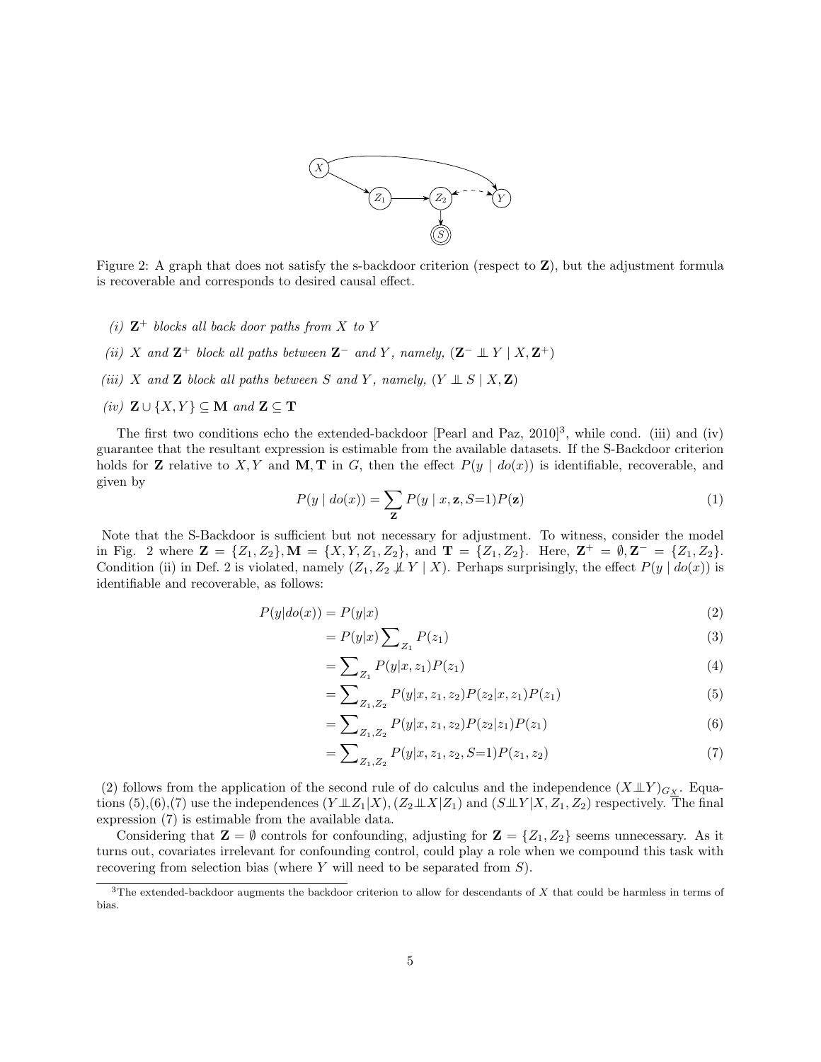Figure 2: A graph that does not satisfy the s-backdoor criterion (respect to $\mathbf{Z}$), but the adjustment formula is recoverable and corresponds to desired causal effect.

*(i)* $\mathbf{Z}^+$ *blocks all back door paths from* $X$ *to* $Y$

*(ii)* $X$ *and* $\mathbf{Z}^+$ *block all paths between* $\mathbf{Z}^-$ *and* $Y$*, namely,* $(\mathbf{Z}^- \perp\!\!\!\perp Y \mid X, \mathbf{Z}^+)$

*(iii)* $X$ *and* $\mathbf{Z}$ *block all paths between* $S$ *and* $Y$*, namely,* $(Y \perp\!\!\!\perp S \mid X, \mathbf{Z})$

*(iv)* $\mathbf{Z} \cup \{X, Y\} \subseteq \mathbf{M}$ *and* $\mathbf{Z} \subseteq \mathbf{T}$

The first two conditions echo the extended-backdoor [Pearl and Paz, 2010][3], while cond. (iii) and (iv) guarantee that the resultant expression is estimable from the available datasets. If the S-Backdoor criterion holds for $\mathbf{Z}$ relative to $X, Y$ and $\mathbf{M}, \mathbf{T}$ in $G$, then the effect $P(y \mid do(x))$ is identifiable, recoverable, and given by

$$P(y \mid do(x)) = \sum_{\mathbf{Z}} P(y \mid x, \mathbf{z}, S{=}1) P(\mathbf{z}) \tag{1}$$

Note that the S-Backdoor is sufficient but not necessary for adjustment. To witness, consider the model in Fig. 2 where $\mathbf{Z} = \{Z_1, Z_2\}, \mathbf{M} = \{X, Y, Z_1, Z_2\}$, and $\mathbf{T} = \{Z_1, Z_2\}$. Here, $\mathbf{Z}^+ = \emptyset, \mathbf{Z}^- = \{Z_1, Z_2\}$. Condition (ii) in Def. 2 is violated, namely $(Z_1, Z_2 \not\!\perp\!\!\!\perp Y \mid X)$. Perhaps surprisingly, the effect $P(y \mid do(x))$ is identifiable and recoverable, as follows:

$$
\begin{aligned}
P(y|do(x)) &= P(y|x) && (2)\\
&= P(y|x) \sum\nolimits_{Z_1} P(z_1) && (3)\\
&= \sum\nolimits_{Z_1} P(y|x, z_1) P(z_1) && (4)\\
&= \sum\nolimits_{Z_1, Z_2} P(y|x, z_1, z_2) P(z_2|x, z_1) P(z_1) && (5)\\
&= \sum\nolimits_{Z_1, Z_2} P(y|x, z_1, z_2) P(z_2|z_1) P(z_1) && (6)\\
&= \sum\nolimits_{Z_1, Z_2} P(y|x, z_1, z_2, S{=}1) P(z_1, z_2) && (7)
\end{aligned}
$$

(2) follows from the application of the second rule of do calculus and the independence $(X \perp\!\!\!\perp Y)_{G_{\underline{X}}}$. Equations (5),(6),(7) use the independences $(Y \perp\!\!\!\perp Z_1 | X), (Z_2 \perp\!\!\!\perp X | Z_1)$ and $(S \perp\!\!\!\perp Y | X, Z_1, Z_2)$ respectively. The final expression (7) is estimable from the available data.

Considering that $\mathbf{Z} = \emptyset$ controls for confounding, adjusting for $\mathbf{Z} = \{Z_1, Z_2\}$ seems unnecessary. As it turns out, covariates irrelevant for confounding control, could play a role when we compound this task with recovering from selection bias (where $Y$ will need to be separated from $S$).

[3] The extended-backdoor augments the backdoor criterion to allow for descendants of $X$ that could be harmless in terms of bias.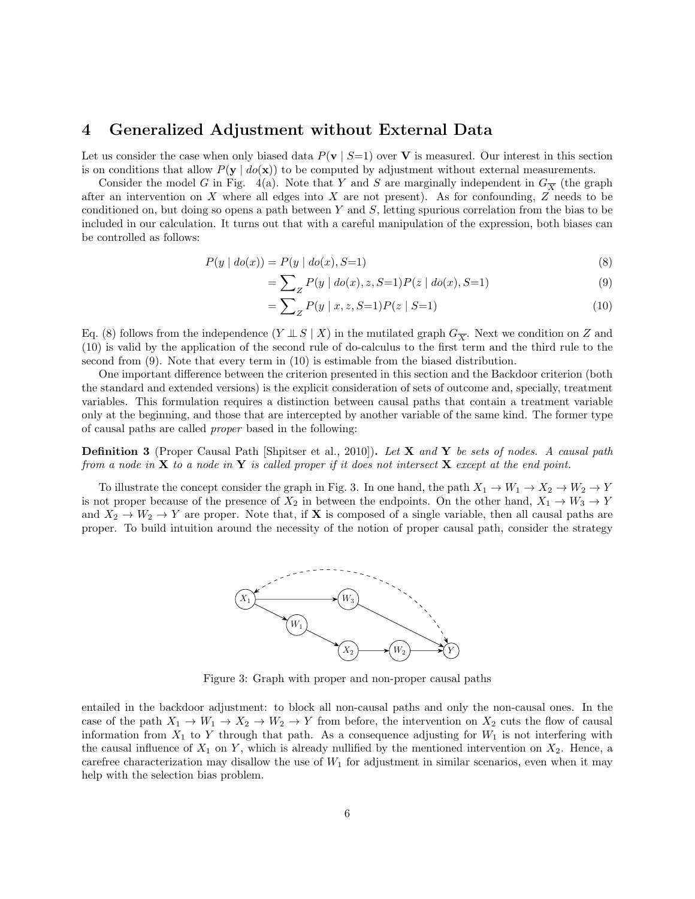## 4 Generalized Adjustment without External Data

Let us consider the case when only biased data $P(\mathbf{v} \mid S{=}1)$ over $\mathbf{V}$ is measured. Our interest in this section is on conditions that allow $P(\mathbf{y} \mid do(\mathbf{x}))$ to be computed by adjustment without external measurements.

Consider the model $G$ in Fig. 4(a). Note that $Y$ and $S$ are marginally independent in $G_{\overline{X}}$ (the graph after an intervention on $X$ where all edges into $X$ are not present). As for confounding, $Z$ needs to be conditioned on, but doing so opens a path between $Y$ and $S$, letting spurious correlation from the bias to be included in our calculation. It turns out that with a careful manipulation of the expression, both biases can be controlled as follows:

$$
\begin{aligned}
P(y \mid do(x)) &= P(y \mid do(x), S{=}1) && (8)\\
&= \sum\nolimits_Z P(y \mid do(x), z, S{=}1) P(z \mid do(x), S{=}1) && (9)\\
&= \sum\nolimits_Z P(y \mid x, z, S{=}1) P(z \mid S{=}1) && (10)
\end{aligned}
$$

Eq. (8) follows from the independence $(Y \perp\!\!\!\perp S \mid X)$ in the mutilated graph $G_{\overline{X}}$. Next we condition on $Z$ and (10) is valid by the application of the second rule of do-calculus to the first term and the third rule to the second from (9). Note that every term in (10) is estimable from the biased distribution.

One important difference between the criterion presented in this section and the Backdoor criterion (both the standard and extended versions) is the explicit consideration of sets of outcome and, specially, treatment variables. This formulation requires a distinction between causal paths that contain a treatment variable only at the beginning, and those that are intercepted by another variable of the same kind. The former type of causal paths are called *proper* based in the following:

**Definition 3** (Proper Causal Path [Shpitser et al., 2010]). *Let $\mathbf{X}$ and $\mathbf{Y}$ be sets of nodes. A causal path from a node in $\mathbf{X}$ to a node in $\mathbf{Y}$ is called proper if it does not intersect $\mathbf{X}$ except at the end point.*

To illustrate the concept consider the graph in Fig. 3. In one hand, the path $X_1 \to W_1 \to X_2 \to W_2 \to Y$ is not proper because of the presence of $X_2$ in between the endpoints. On the other hand, $X_1 \to W_3 \to Y$ and $X_2 \to W_2 \to Y$ are proper. Note that, if $\mathbf{X}$ is composed of a single variable, then all causal paths are proper. To build intuition around the necessity of the notion of proper causal path, consider the strategy entailed in the backdoor adjustment: to block all non-causal paths and only the non-causal ones. In the case of the path $X_1 \to W_1 \to X_2 \to W_2 \to Y$ from before, the intervention on $X_2$ cuts the flow of causal information from $X_1$ to $Y$ through that path. As a consequence adjusting for $W_1$ is not interfering with the causal influence of $X_1$ on $Y$, which is already nullified by the mentioned intervention on $X_2$. Hence, a carefree characterization may disallow the use of $W_1$ for adjustment in similar scenarios, even when it may help with the selection bias problem.

Figure 3: Graph with proper and non-proper causal paths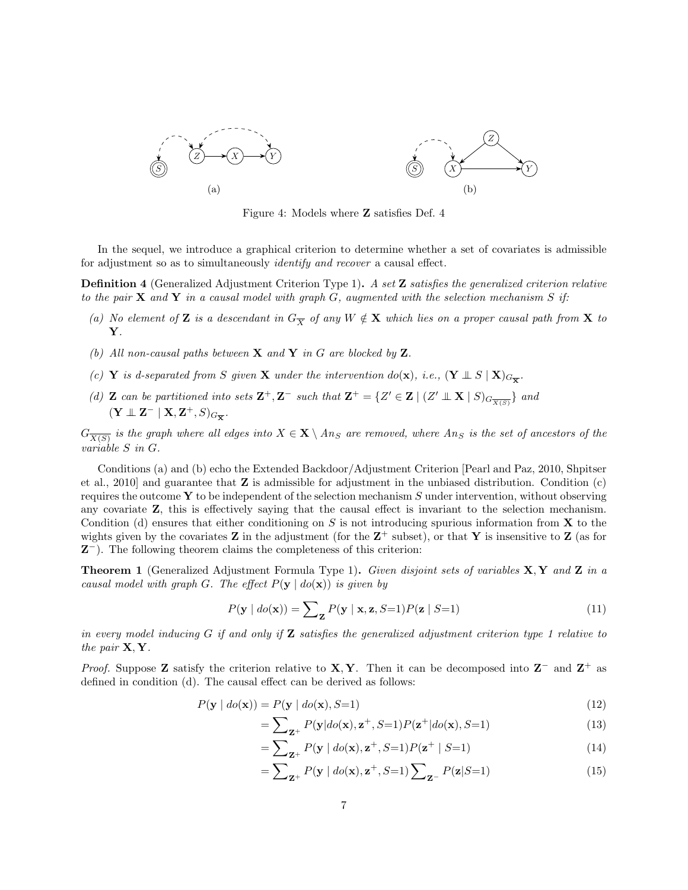Figure 4: Models where $\mathbf{Z}$ satisfies Def. 4

In the sequel, we introduce a graphical criterion to determine whether a set of covariates is admissible for adjustment so as to simultaneously *identify and recover* a causal effect.

**Definition 4** (Generalized Adjustment Criterion Type 1)**.** *A set* $\mathbf{Z}$ *satisfies the generalized criterion relative to the pair* $\mathbf{X}$ *and* $\mathbf{Y}$ *in a causal model with graph* $G$*, augmented with the selection mechanism* $S$ *if:*

- *(a) No element of* $\mathbf{Z}$ *is a descendant in* $G_{\overline{X}}$ *of any* $W \notin \mathbf{X}$ *which lies on a proper causal path from* $\mathbf{X}$ *to* $\mathbf{Y}$*.*
- *(b) All non-causal paths between* $\mathbf{X}$ *and* $\mathbf{Y}$ *in* $G$ *are blocked by* $\mathbf{Z}$*.*
- *(c)* $\mathbf{Y}$ *is d-separated from* $S$ *given* $\mathbf{X}$ *under the intervention* $do(\mathbf{x})$*, i.e.,* $(\mathbf{Y} \perp\!\!\!\perp S \mid \mathbf{X})_{G_{\overline{\mathbf{X}}}}$*.*
- *(d)* $\mathbf{Z}$ *can be partitioned into sets* $\mathbf{Z}^+, \mathbf{Z}^-$ *such that* $\mathbf{Z}^+ = \{Z' \in \mathbf{Z} \mid (Z' \perp\!\!\!\perp \mathbf{X} \mid S)_{G_{\overline{X(S)}}}\}$ *and* $(\mathbf{Y} \perp\!\!\!\perp \mathbf{Z}^- \mid \mathbf{X}, \mathbf{Z}^+, S)_{G_{\overline{\mathbf{X}}}}$*.*

$G_{\overline{X(S)}}$ *is the graph where all edges into* $X \in \mathbf{X} \setminus An_S$ *are removed, where* $An_S$ *is the set of ancestors of the variable* $S$ *in* $G$*.*

Conditions (a) and (b) echo the Extended Backdoor/Adjustment Criterion [Pearl and Paz, 2010, Shpitser et al., 2010] and guarantee that $\mathbf{Z}$ is admissible for adjustment in the unbiased distribution. Condition (c) requires the outcome $\mathbf{Y}$ to be independent of the selection mechanism $S$ under intervention, without observing any covariate $\mathbf{Z}$, this is effectively saying that the causal effect is invariant to the selection mechanism. Condition (d) ensures that either conditioning on $S$ is not introducing spurious information from $\mathbf{X}$ to the wights given by the covariates $\mathbf{Z}$ in the adjustment (for the $\mathbf{Z}^+$ subset), or that $\mathbf{Y}$ is insensitive to $\mathbf{Z}$ (as for $\mathbf{Z}^-$). The following theorem claims the completeness of this criterion:

**Theorem 1** (Generalized Adjustment Formula Type 1)**.** *Given disjoint sets of variables* $\mathbf{X}, \mathbf{Y}$ *and* $\mathbf{Z}$ *in a causal model with graph* $G$*. The effect* $P(\mathbf{y} \mid do(\mathbf{x}))$ *is given by*

$$P(\mathbf{y} \mid do(\mathbf{x})) = \sum\nolimits_{\mathbf{Z}} P(\mathbf{y} \mid \mathbf{x}, \mathbf{z}, S{=}1) P(\mathbf{z} \mid S{=}1) \tag{11}$$

*in every model inducing* $G$ *if and only if* $\mathbf{Z}$ *satisfies the generalized adjustment criterion type 1 relative to the pair* $\mathbf{X}, \mathbf{Y}$*.*

*Proof.* Suppose $\mathbf{Z}$ satisfy the criterion relative to $\mathbf{X}, \mathbf{Y}$. Then it can be decomposed into $\mathbf{Z}^-$ and $\mathbf{Z}^+$ as defined in condition (d). The causal effect can be derived as follows:

$$P(\mathbf{y} \mid do(\mathbf{x})) = P(\mathbf{y} \mid do(\mathbf{x}), S{=}1) \tag{12}$$

$$= \sum\nolimits_{\mathbf{Z}^+} P(\mathbf{y} \mid do(\mathbf{x}), \mathbf{z}^+, S{=}1) P(\mathbf{z}^+ \mid do(\mathbf{x}), S{=}1) \tag{13}$$

$$= \sum\nolimits_{\mathbf{Z}^+} P(\mathbf{y} \mid do(\mathbf{x}), \mathbf{z}^+, S{=}1) P(\mathbf{z}^+ \mid S{=}1) \tag{14}$$

$$= \sum\nolimits_{\mathbf{Z}^+} P(\mathbf{y} \mid do(\mathbf{x}), \mathbf{z}^+, S{=}1) \sum\nolimits_{\mathbf{Z}^-} P(\mathbf{z} \mid S{=}1) \tag{15}$$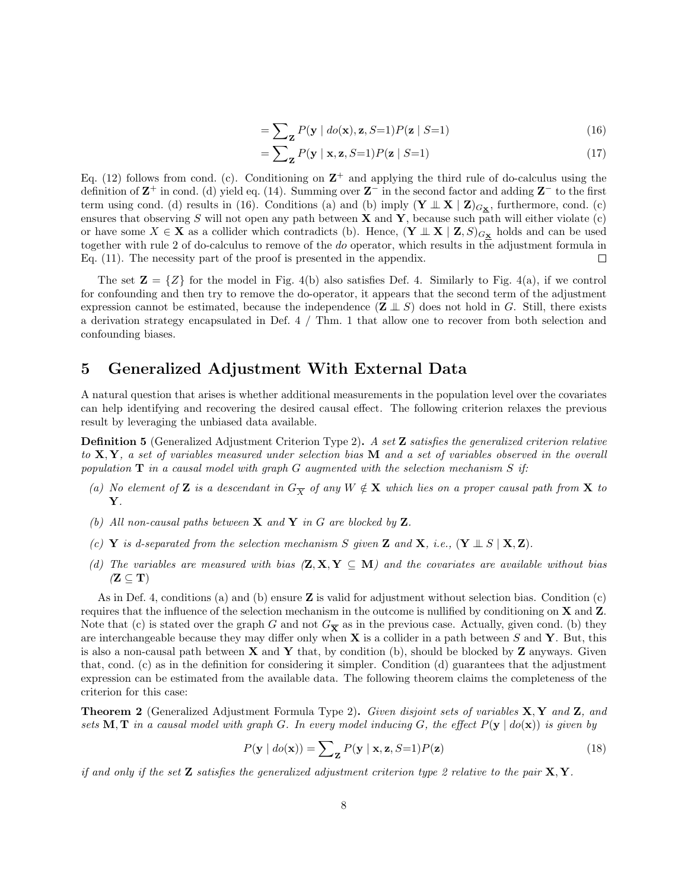$$= \sum_{\mathbf{Z}} P(\mathbf{y} \mid do(\mathbf{x}), \mathbf{z}, S{=}1) P(\mathbf{z} \mid S{=}1) \tag{16}$$

$$= \sum_{\mathbf{Z}} P(\mathbf{y} \mid \mathbf{x}, \mathbf{z}, S{=}1) P(\mathbf{z} \mid S{=}1) \tag{17}$$

Eq. (12) follows from cond. (c). Conditioning on $\mathbf{Z}^+$ and applying the third rule of do-calculus using the definition of $\mathbf{Z}^+$ in cond. (d) yield eq. (14). Summing over $\mathbf{Z}^-$ in the second factor and adding $\mathbf{Z}^-$ to the first term using cond. (d) results in (16). Conditions (a) and (b) imply $(\mathbf{Y} \perp\!\!\!\perp \mathbf{X} \mid \mathbf{Z})_{G_{\underline{\mathbf{X}}}}$, furthermore, cond. (c) ensures that observing $S$ will not open any path between $\mathbf{X}$ and $\mathbf{Y}$, because such path will either violate (c) or have some $X \in \mathbf{X}$ as a collider which contradicts (b). Hence, $(\mathbf{Y} \perp\!\!\!\perp \mathbf{X} \mid \mathbf{Z}, S)_{G_{\underline{\mathbf{X}}}}$ holds and can be used together with rule 2 of do-calculus to remove of the *do* operator, which results in the adjustment formula in Eq. (11). The necessity part of the proof is presented in the appendix. □

The set $\mathbf{Z} = \{Z\}$ for the model in Fig. 4(b) also satisfies Def. 4. Similarly to Fig. 4(a), if we control for confounding and then try to remove the do-operator, it appears that the second term of the adjustment expression cannot be estimated, because the independence $(\mathbf{Z} \perp\!\!\!\perp S)$ does not hold in $G$. Still, there exists a derivation strategy encapsulated in Def. 4 / Thm. 1 that allow one to recover from both selection and confounding biases.

# 5 Generalized Adjustment With External Data

A natural question that arises is whether additional measurements in the population level over the covariates can help identifying and recovering the desired causal effect. The following criterion relaxes the previous result by leveraging the unbiased data available.

**Definition 5** (Generalized Adjustment Criterion Type 2)**.** *A set $\mathbf{Z}$ satisfies the generalized criterion relative to $\mathbf{X}, \mathbf{Y}$, a set of variables measured under selection bias $\mathbf{M}$ and a set of variables observed in the overall population $\mathbf{T}$ in a causal model with graph $G$ augmented with the selection mechanism $S$ if:*

*(a) No element of $\mathbf{Z}$ is a descendant in $G_{\overline{\mathbf{X}}}$ of any $W \notin \mathbf{X}$ which lies on a proper causal path from $\mathbf{X}$ to $\mathbf{Y}$.*

*(b) All non-causal paths between $\mathbf{X}$ and $\mathbf{Y}$ in $G$ are blocked by $\mathbf{Z}$.*

*(c) $\mathbf{Y}$ is d-separated from the selection mechanism $S$ given $\mathbf{Z}$ and $\mathbf{X}$, i.e., $(\mathbf{Y} \perp\!\!\!\perp S \mid \mathbf{X}, \mathbf{Z})$.*

*(d) The variables are measured with bias ($\mathbf{Z}, \mathbf{X}, \mathbf{Y} \subseteq \mathbf{M}$) and the covariates are available without bias ($\mathbf{Z} \subseteq \mathbf{T}$)*

As in Def. 4, conditions (a) and (b) ensure $\mathbf{Z}$ is valid for adjustment without selection bias. Condition (c) requires that the influence of the selection mechanism in the outcome is nullified by conditioning on $\mathbf{X}$ and $\mathbf{Z}$. Note that (c) is stated over the graph $G$ and not $G_{\overline{\mathbf{X}}}$ as in the previous case. Actually, given cond. (b) they are interchangeable because they may differ only when $\mathbf{X}$ is a collider in a path between $S$ and $\mathbf{Y}$. But, this is also a non-causal path between $\mathbf{X}$ and $\mathbf{Y}$ that, by condition (b), should be blocked by $\mathbf{Z}$ anyways. Given that, cond. (c) as in the definition for considering it simpler. Condition (d) guarantees that the adjustment expression can be estimated from the available data. The following theorem claims the completeness of the criterion for this case:

**Theorem 2** (Generalized Adjustment Formula Type 2)**.** *Given disjoint sets of variables $\mathbf{X}, \mathbf{Y}$ and $\mathbf{Z}$, and sets $\mathbf{M}, \mathbf{T}$ in a causal model with graph $G$. In every model inducing $G$, the effect $P(\mathbf{y} \mid do(\mathbf{x}))$ is given by*

$$P(\mathbf{y} \mid do(\mathbf{x})) = \sum_{\mathbf{Z}} P(\mathbf{y} \mid \mathbf{x}, \mathbf{z}, S{=}1) P(\mathbf{z}) \tag{18}$$

*if and only if the set $\mathbf{Z}$ satisfies the generalized adjustment criterion type 2 relative to the pair $\mathbf{X}, \mathbf{Y}$.*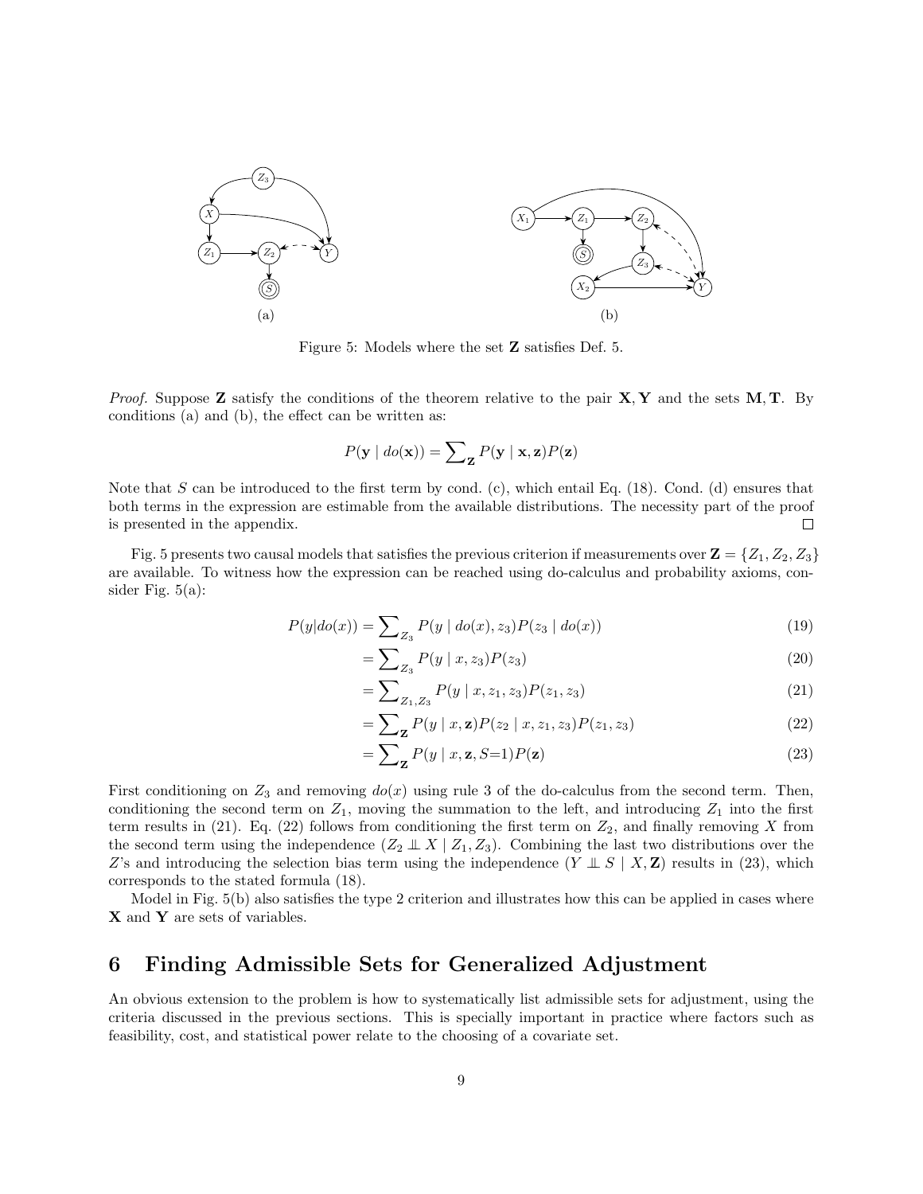(a)

(b)

Figure 5: Models where the set $\mathbf{Z}$ satisfies Def. 5.

*Proof.* Suppose $\mathbf{Z}$ satisfy the conditions of the theorem relative to the pair $\mathbf{X}, \mathbf{Y}$ and the sets $\mathbf{M}, \mathbf{T}$. By conditions (a) and (b), the effect can be written as:

$$P(\mathbf{y} \mid do(\mathbf{x})) = \sum\nolimits_{\mathbf{Z}} P(\mathbf{y} \mid \mathbf{x}, \mathbf{z}) P(\mathbf{z})$$

Note that $S$ can be introduced to the first term by cond. (c), which entail Eq. (18). Cond. (d) ensures that both terms in the expression are estimable from the available distributions. The necessity part of the proof is presented in the appendix. □

Fig. 5 presents two causal models that satisfies the previous criterion if measurements over $\mathbf{Z} = \{Z_1, Z_2, Z_3\}$ are available. To witness how the expression can be reached using do-calculus and probability axioms, consider Fig. 5(a):

$$P(y|do(x)) = \sum\nolimits_{Z_3} P(y \mid do(x), z_3) P(z_3 \mid do(x)) \tag{19}$$

$$= \sum\nolimits_{Z_3} P(y \mid x, z_3) P(z_3) \tag{20}$$

$$= \sum\nolimits_{Z_1, Z_3} P(y \mid x, z_1, z_3) P(z_1, z_3) \tag{21}$$

$$= \sum\nolimits_{\mathbf{Z}} P(y \mid x, \mathbf{z}) P(z_2 \mid x, z_1, z_3) P(z_1, z_3) \tag{22}$$

$$= \sum\nolimits_{\mathbf{Z}} P(y \mid x, \mathbf{z}, S{=}1) P(\mathbf{z}) \tag{23}$$

First conditioning on $Z_3$ and removing $do(x)$ using rule 3 of the do-calculus from the second term. Then, conditioning the second term on $Z_1$, moving the summation to the left, and introducing $Z_1$ into the first term results in (21). Eq. (22) follows from conditioning the first term on $Z_2$, and finally removing $X$ from the second term using the independence $(Z_2 \perp\!\!\!\perp X \mid Z_1, Z_3)$. Combining the last two distributions over the $Z$'s and introducing the selection bias term using the independence $(Y \perp\!\!\!\perp S \mid X, \mathbf{Z})$ results in (23), which corresponds to the stated formula (18).

Model in Fig. 5(b) also satisfies the type 2 criterion and illustrates how this can be applied in cases where $\mathbf{X}$ and $\mathbf{Y}$ are sets of variables.

# 6 Finding Admissible Sets for Generalized Adjustment

An obvious extension to the problem is how to systematically list admissible sets for adjustment, using the criteria discussed in the previous sections. This is specially important in practice where factors such as feasibility, cost, and statistical power relate to the choosing of a covariate set.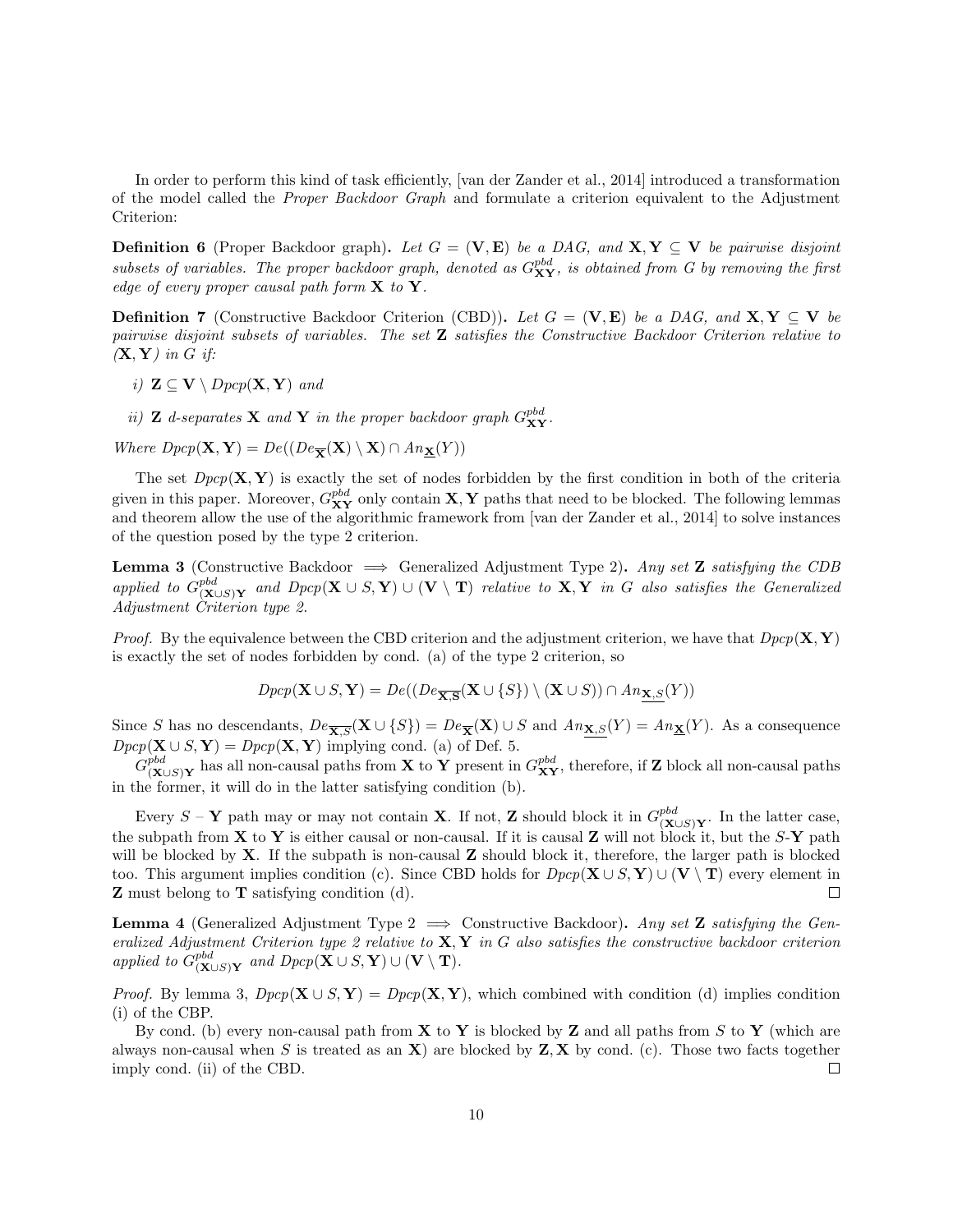In order to perform this kind of task efficiently, [van der Zander et al., 2014] introduced a transformation of the model called the *Proper Backdoor Graph* and formulate a criterion equivalent to the Adjustment Criterion:

**Definition 6** (Proper Backdoor graph)**.** *Let $G = (\mathbf{V}, \mathbf{E})$ be a DAG, and $\mathbf{X}, \mathbf{Y} \subseteq \mathbf{V}$ be pairwise disjoint subsets of variables. The proper backdoor graph, denoted as $G^{pbd}_{\mathbf{XY}}$, is obtained from $G$ by removing the first edge of every proper causal path form $\mathbf{X}$ to $\mathbf{Y}$.*

**Definition 7** (Constructive Backdoor Criterion (CBD))**.** *Let $G = (\mathbf{V}, \mathbf{E})$ be a DAG, and $\mathbf{X}, \mathbf{Y} \subseteq \mathbf{V}$ be pairwise disjoint subsets of variables. The set $\mathbf{Z}$ satisfies the Constructive Backdoor Criterion relative to $(\mathbf{X}, \mathbf{Y})$ in $G$ if:*

- *i) $\mathbf{Z} \subseteq \mathbf{V} \setminus Dpcp(\mathbf{X}, \mathbf{Y})$ and*
- *ii) $\mathbf{Z}$ d-separates $\mathbf{X}$ and $\mathbf{Y}$ in the proper backdoor graph $G^{pbd}_{\mathbf{XY}}$.*

*Where $Dpcp(\mathbf{X}, \mathbf{Y}) = De((De_{\overline{\mathbf{X}}}(\mathbf{X}) \setminus \mathbf{X}) \cap An_{\underline{\mathbf{X}}}(Y))$*

The set $Dpcp(\mathbf{X}, \mathbf{Y})$ is exactly the set of nodes forbidden by the first condition in both of the criteria given in this paper. Moreover, $G^{pbd}_{\mathbf{XY}}$ only contain $\mathbf{X}, \mathbf{Y}$ paths that need to be blocked. The following lemmas and theorem allow the use of the algorithmic framework from [van der Zander et al., 2014] to solve instances of the question posed by the type 2 criterion.

**Lemma 3** (Constructive Backdoor $\implies$ Generalized Adjustment Type 2)**.** *Any set $\mathbf{Z}$ satisfying the CDB applied to $G^{pbd}_{(\mathbf{X} \cup S)\mathbf{Y}}$ and $Dpcp(\mathbf{X} \cup S, \mathbf{Y}) \cup (\mathbf{V} \setminus \mathbf{T})$ relative to $\mathbf{X}, \mathbf{Y}$ in $G$ also satisfies the Generalized Adjustment Criterion type 2.*

*Proof.* By the equivalence between the CBD criterion and the adjustment criterion, we have that $Dpcp(\mathbf{X}, \mathbf{Y})$ is exactly the set of nodes forbidden by cond. (a) of the type 2 criterion, so

$$Dpcp(\mathbf{X} \cup S, \mathbf{Y}) = De((De_{\overline{\mathbf{X}, \mathbf{S}}}(\mathbf{X} \cup \{S\}) \setminus (\mathbf{X} \cup S)) \cap An_{\underline{\mathbf{X}, S}}(Y))$$

Since $S$ has no descendants, $De_{\overline{\mathbf{X}, S}}(\mathbf{X} \cup \{S\}) = De_{\overline{\mathbf{X}}}(\mathbf{X}) \cup S$ and $An_{\underline{\mathbf{X}, S}}(Y) = An_{\underline{\mathbf{X}}}(Y)$. As a consequence $Dpcp(\mathbf{X} \cup S, \mathbf{Y}) = Dpcp(\mathbf{X}, \mathbf{Y})$ implying cond. (a) of Def. 5.

$G^{pbd}_{(\mathbf{X} \cup S)\mathbf{Y}}$ has all non-causal paths from $\mathbf{X}$ to $\mathbf{Y}$ present in $G^{pbd}_{\mathbf{XY}}$, therefore, if $\mathbf{Z}$ block all non-causal paths in the former, it will do in the latter satisfying condition (b).

Every $S$ – $\mathbf{Y}$ path may or may not contain $\mathbf{X}$. If not, $\mathbf{Z}$ should block it in $G^{pbd}_{(\mathbf{X} \cup S)\mathbf{Y}}$. In the latter case, the subpath from $\mathbf{X}$ to $\mathbf{Y}$ is either causal or non-causal. If it is causal $\mathbf{Z}$ will not block it, but the $S$-$\mathbf{Y}$ path will be blocked by $\mathbf{X}$. If the subpath is non-causal $\mathbf{Z}$ should block it, therefore, the larger path is blocked too. This argument implies condition (c). Since CBD holds for $Dpcp(\mathbf{X} \cup S, \mathbf{Y}) \cup (\mathbf{V} \setminus \mathbf{T})$ every element in $\mathbf{Z}$ must belong to $\mathbf{T}$ satisfying condition (d). □

**Lemma 4** (Generalized Adjustment Type 2 $\implies$ Constructive Backdoor)**.** *Any set $\mathbf{Z}$ satisfying the Generalized Adjustment Criterion type 2 relative to $\mathbf{X}, \mathbf{Y}$ in $G$ also satisfies the constructive backdoor criterion applied to $G^{pbd}_{(\mathbf{X} \cup S)\mathbf{Y}}$ and $Dpcp(\mathbf{X} \cup S, \mathbf{Y}) \cup (\mathbf{V} \setminus \mathbf{T})$.*

*Proof.* By lemma 3, $Dpcp(\mathbf{X} \cup S, \mathbf{Y}) = Dpcp(\mathbf{X}, \mathbf{Y})$, which combined with condition (d) implies condition (i) of the CBP.

By cond. (b) every non-causal path from $\mathbf{X}$ to $\mathbf{Y}$ is blocked by $\mathbf{Z}$ and all paths from $S$ to $\mathbf{Y}$ (which are always non-causal when $S$ is treated as an $\mathbf{X}$) are blocked by $\mathbf{Z}, \mathbf{X}$ by cond. (c). Those two facts together imply cond. (ii) of the CBD. □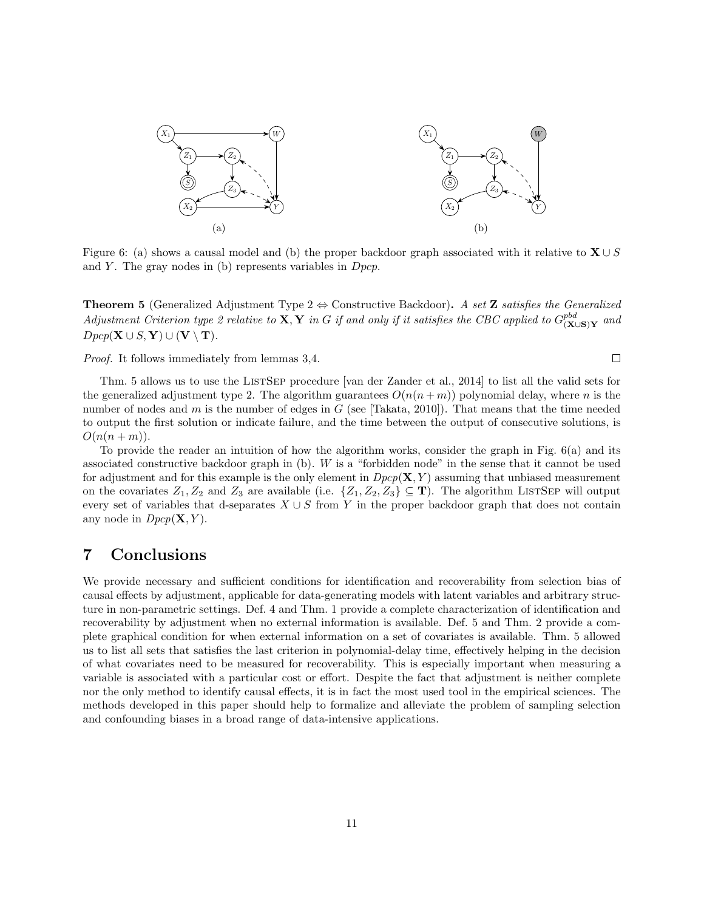Figure 6: (a) shows a causal model and (b) the proper backdoor graph associated with it relative to $\mathbf{X} \cup S$ and $Y$. The gray nodes in (b) represents variables in *Dpcp*.

**Theorem 5** (Generalized Adjustment Type 2 $\Leftrightarrow$ Constructive Backdoor)**.** *A set* $\mathbf{Z}$ *satisfies the Generalized Adjustment Criterion type 2 relative to* $\mathbf{X}, \mathbf{Y}$ *in* $G$ *if and only if it satisfies the CBC applied to* $G^{pbd}_{(\mathbf{X}\cup\mathbf{S})\mathbf{Y}}$ *and* $Dpcp(\mathbf{X} \cup S, \mathbf{Y}) \cup (\mathbf{V} \setminus \mathbf{T})$.

*Proof.* It follows immediately from lemmas 3,4. $\square$

Thm. 5 allows us to use the ListSep procedure [van der Zander et al., 2014] to list all the valid sets for the generalized adjustment type 2. The algorithm guarantees $O(n(n+m))$ polynomial delay, where $n$ is the number of nodes and $m$ is the number of edges in $G$ (see [Takata, 2010]). That means that the time needed to output the first solution or indicate failure, and the time between the output of consecutive solutions, is $O(n(n+m))$.

To provide the reader an intuition of how the algorithm works, consider the graph in Fig. 6(a) and its associated constructive backdoor graph in (b). $W$ is a "forbidden node" in the sense that it cannot be used for adjustment and for this example is the only element in $Dpcp(\mathbf{X}, Y)$ assuming that unbiased measurement on the covariates $Z_1, Z_2$ and $Z_3$ are available (i.e. $\{Z_1, Z_2, Z_3\} \subseteq \mathbf{T}$). The algorithm ListSep will output every set of variables that d-separates $X \cup S$ from $Y$ in the proper backdoor graph that does not contain any node in $Dpcp(\mathbf{X}, Y)$.

# 7 Conclusions

We provide necessary and sufficient conditions for identification and recoverability from selection bias of causal effects by adjustment, applicable for data-generating models with latent variables and arbitrary structure in non-parametric settings. Def. 4 and Thm. 1 provide a complete characterization of identification and recoverability by adjustment when no external information is available. Def. 5 and Thm. 2 provide a complete graphical condition for when external information on a set of covariates is available. Thm. 5 allowed us to list all sets that satisfies the last criterion in polynomial-delay time, effectively helping in the decision of what covariates need to be measured for recoverability. This is especially important when measuring a variable is associated with a particular cost or effort. Despite the fact that adjustment is neither complete nor the only method to identify causal effects, it is in fact the most used tool in the empirical sciences. The methods developed in this paper should help to formalize and alleviate the problem of sampling selection and confounding biases in a broad range of data-intensive applications.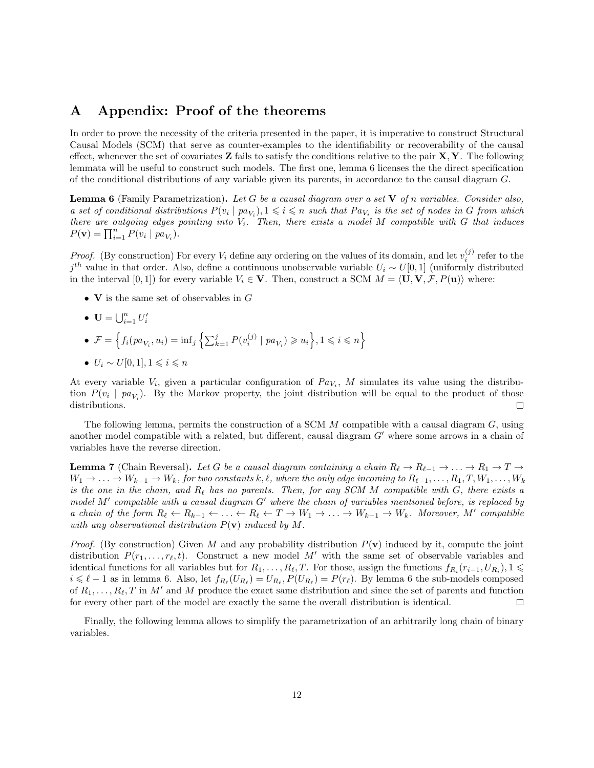# A Appendix: Proof of the theorems

In order to prove the necessity of the criteria presented in the paper, it is imperative to construct Structural Causal Models (SCM) that serve as counter-examples to the identifiability or recoverability of the causal effect, whenever the set of covariates $\mathbf{Z}$ fails to satisfy the conditions relative to the pair $\mathbf{X}, \mathbf{Y}$. The following lemmata will be useful to construct such models. The first one, lemma 6 licenses the the direct specification of the conditional distributions of any variable given its parents, in accordance to the causal diagram $G$.

**Lemma 6** (Family Parametrization)**.** *Let $G$ be a causal diagram over a set $\mathbf{V}$ of $n$ variables. Consider also, a set of conditional distributions $P(v_i \mid pa_{V_i}), 1 \leqslant i \leqslant n$ such that $Pa_{V_i}$ is the set of nodes in $G$ from which there are outgoing edges pointing into $V_i$. Then, there exists a model $M$ compatible with $G$ that induces $P(\mathbf{v}) = \prod_{i=1}^{n} P(v_i \mid pa_{V_i})$.*

*Proof.* (By construction) For every $V_i$ define any ordering on the values of its domain, and let $v_i^{(j)}$ refer to the $j^{th}$ value in that order. Also, define a continuous unobservable variable $U_i \sim U[0,1]$ (uniformly distributed in the interval $[0,1]$) for every variable $V_i \in \mathbf{V}$. Then, construct a SCM $M = \langle \mathbf{U}, \mathbf{V}, \mathcal{F}, P(\mathbf{u}) \rangle$ where:

- $\mathbf{V}$ is the same set of observables in $G$
- $\mathbf{U} = \bigcup_{i=1}^{n} U_i'$
- $\mathcal{F} = \left\{ f_i(pa_{V_i}, u_i) = \inf_j \left\{ \sum_{k=1}^{j} P(v_i^{(j)} \mid pa_{V_i}) \geqslant u_i \right\}, 1 \leqslant i \leqslant n \right\}$
- $U_i \sim U[0,1], 1 \leqslant i \leqslant n$

At every variable $V_i$, given a particular configuration of $Pa_{V_i}$, $M$ simulates its value using the distribution $P(v_i \mid pa_{V_i})$. By the Markov property, the joint distribution will be equal to the product of those distributions. $\square$

The following lemma, permits the construction of a SCM $M$ compatible with a causal diagram $G$, using another model compatible with a related, but different, causal diagram $G'$ where some arrows in a chain of variables have the reverse direction.

**Lemma 7** (Chain Reversal)**.** *Let $G$ be a causal diagram containing a chain $R_\ell \to R_{\ell-1} \to \ldots \to R_1 \to T \to W_1 \to \ldots \to W_{k-1} \to W_k$, for two constants $k, \ell$, where the only edge incoming to $R_{\ell-1}, \ldots, R_1, T, W_1, \ldots, W_k$ is the one in the chain, and $R_\ell$ has no parents. Then, for any SCM $M$ compatible with $G$, there exists a model $M'$ compatible with a causal diagram $G'$ where the chain of variables mentioned before, is replaced by a chain of the form $R_\ell \leftarrow R_{k-1} \leftarrow \ldots \leftarrow R_\ell \leftarrow T \to W_1 \to \ldots \to W_{k-1} \to W_k$. Moreover, $M'$ compatible with any observational distribution $P(\mathbf{v})$ induced by $M$.*

*Proof.* (By construction) Given $M$ and any probability distribution $P(\mathbf{v})$ induced by it, compute the joint distribution $P(r_1, \ldots, r_\ell, t)$. Construct a new model $M'$ with the same set of observable variables and identical functions for all variables but for $R_1, \ldots, R_\ell, T$. For those, assign the functions $f_{R_i}(r_{i-1}, U_{R_i}), 1 \leqslant i \leqslant \ell - 1$ as in lemma 6. Also, let $f_{R_\ell}(U_{R_\ell}) = U_{R_\ell}, P(U_{R_\ell}) = P(r_\ell)$. By lemma 6 the sub-models composed of $R_1, \ldots, R_\ell, T$ in $M'$ and $M$ produce the exact same distribution and since the set of parents and function for every other part of the model are exactly the same the overall distribution is identical. $\square$

Finally, the following lemma allows to simplify the parametrization of an arbitrarily long chain of binary variables.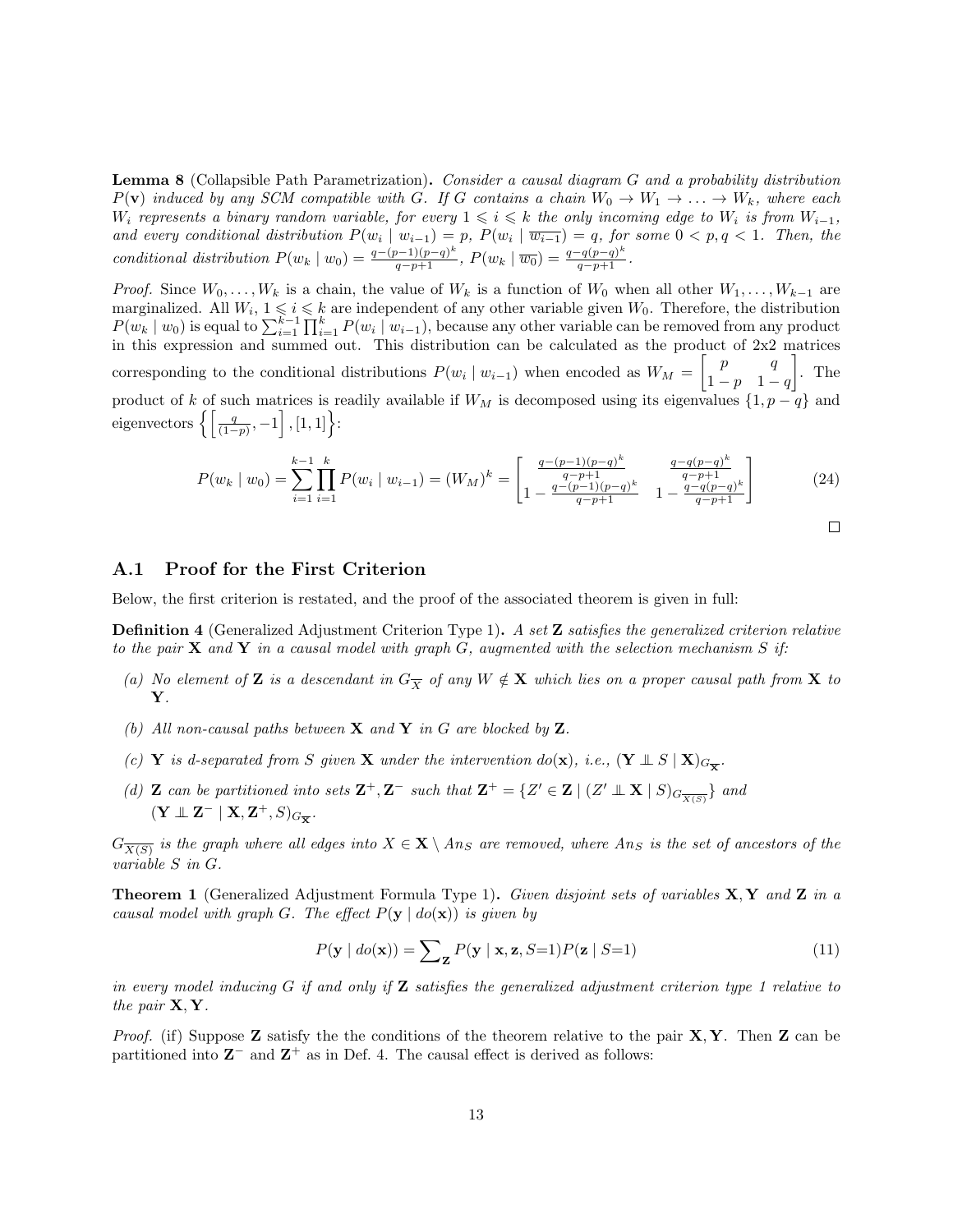**Lemma 8** (Collapsible Path Parametrization)**.** *Consider a causal diagram $G$ and a probability distribution $P(\mathbf{v})$ induced by any SCM compatible with $G$. If $G$ contains a chain $W_0 \to W_1 \to \ldots \to W_k$, where each $W_i$ represents a binary random variable, for every $1 \leqslant i \leqslant k$ the only incoming edge to $W_i$ is from $W_{i-1}$, and every conditional distribution $P(w_i \mid w_{i-1}) = p$, $P(w_i \mid \overline{w_{i-1}}) = q$, for some $0 < p, q < 1$. Then, the conditional distribution $P(w_k \mid w_0) = \frac{q-(p-1)(p-q)^k}{q-p+1}$, $P(w_k \mid \overline{w_0}) = \frac{q-q(p-q)^k}{q-p+1}$.*

*Proof.* Since $W_0, \ldots, W_k$ is a chain, the value of $W_k$ is a function of $W_0$ when all other $W_1, \ldots, W_{k-1}$ are marginalized. All $W_i$, $1 \leqslant i \leqslant k$ are independent of any other variable given $W_0$. Therefore, the distribution $P(w_k \mid w_0)$ is equal to $\sum_{i=1}^{k-1} \prod_{i=1}^{k} P(w_i \mid w_{i-1})$, because any other variable can be removed from any product in this expression and summed out. This distribution can be calculated as the product of 2x2 matrices corresponding to the conditional distributions $P(w_i \mid w_{i-1})$ when encoded as $W_M = \begin{bmatrix} p & q \\ 1-p & 1-q \end{bmatrix}$. The product of $k$ of such matrices is readily available if $W_M$ is decomposed using its eigenvalues $\{1, p-q\}$ and eigenvectors $\left\{ \left[ \frac{q}{(1-p)}, -1 \right], [1, 1] \right\}$:

$$
P(w_k \mid w_0) = \sum_{i=1}^{k-1} \prod_{i=1}^{k} P(w_i \mid w_{i-1}) = (W_M)^k = \begin{bmatrix} \frac{q-(p-1)(p-q)^k}{q-p+1} & \frac{q-q(p-q)^k}{q-p+1} \\ 1 - \frac{q-(p-1)(p-q)^k}{q-p+1} & 1 - \frac{q-q(p-q)^k}{q-p+1} \end{bmatrix} \tag{24}
$$

□

## A.1 Proof for the First Criterion

Below, the first criterion is restated, and the proof of the associated theorem is given in full:

**Definition 4** (Generalized Adjustment Criterion Type 1)**.** *A set $\mathbf{Z}$ satisfies the generalized criterion relative to the pair $\mathbf{X}$ and $\mathbf{Y}$ in a causal model with graph $G$, augmented with the selection mechanism $S$ if:*

*(a) No element of $\mathbf{Z}$ is a descendant in $G_{\overline{\mathbf{X}}}$ of any $W \notin \mathbf{X}$ which lies on a proper causal path from $\mathbf{X}$ to $\mathbf{Y}$.*

*(b) All non-causal paths between $\mathbf{X}$ and $\mathbf{Y}$ in $G$ are blocked by $\mathbf{Z}$.*

*(c) $\mathbf{Y}$ is d-separated from $S$ given $\mathbf{X}$ under the intervention $do(\mathbf{x})$, i.e., $(\mathbf{Y} \perp\!\!\!\perp S \mid \mathbf{X})_{G_{\overline{\mathbf{X}}}}$.*

*(d) $\mathbf{Z}$ can be partitioned into sets $\mathbf{Z}^+, \mathbf{Z}^-$ such that $\mathbf{Z}^+ = \{Z' \in \mathbf{Z} \mid (Z' \perp\!\!\!\perp \mathbf{X} \mid S)_{G_{\overline{X(S)}}}\}$ and $(\mathbf{Y} \perp\!\!\!\perp \mathbf{Z}^- \mid \mathbf{X}, \mathbf{Z}^+, S)_{G_{\overline{\mathbf{X}}}}$.*

*$G_{\overline{X(S)}}$ is the graph where all edges into $X \in \mathbf{X} \setminus An_S$ are removed, where $An_S$ is the set of ancestors of the variable $S$ in $G$.*

**Theorem 1** (Generalized Adjustment Formula Type 1)**.** *Given disjoint sets of variables $\mathbf{X}, \mathbf{Y}$ and $\mathbf{Z}$ in a causal model with graph $G$. The effect $P(\mathbf{y} \mid do(\mathbf{x}))$ is given by*

$$
P(\mathbf{y} \mid do(\mathbf{x})) = \sum\nolimits_{\mathbf{Z}} P(\mathbf{y} \mid \mathbf{x}, \mathbf{z}, S{=}1) P(\mathbf{z} \mid S{=}1) \tag{11}
$$

*in every model inducing $G$ if and only if $\mathbf{Z}$ satisfies the generalized adjustment criterion type 1 relative to the pair $\mathbf{X}, \mathbf{Y}$.*

*Proof.* (if) Suppose $\mathbf{Z}$ satisfy the the conditions of the theorem relative to the pair $\mathbf{X}, \mathbf{Y}$. Then $\mathbf{Z}$ can be partitioned into $\mathbf{Z}^-$ and $\mathbf{Z}^+$ as in Def. 4. The causal effect is derived as follows: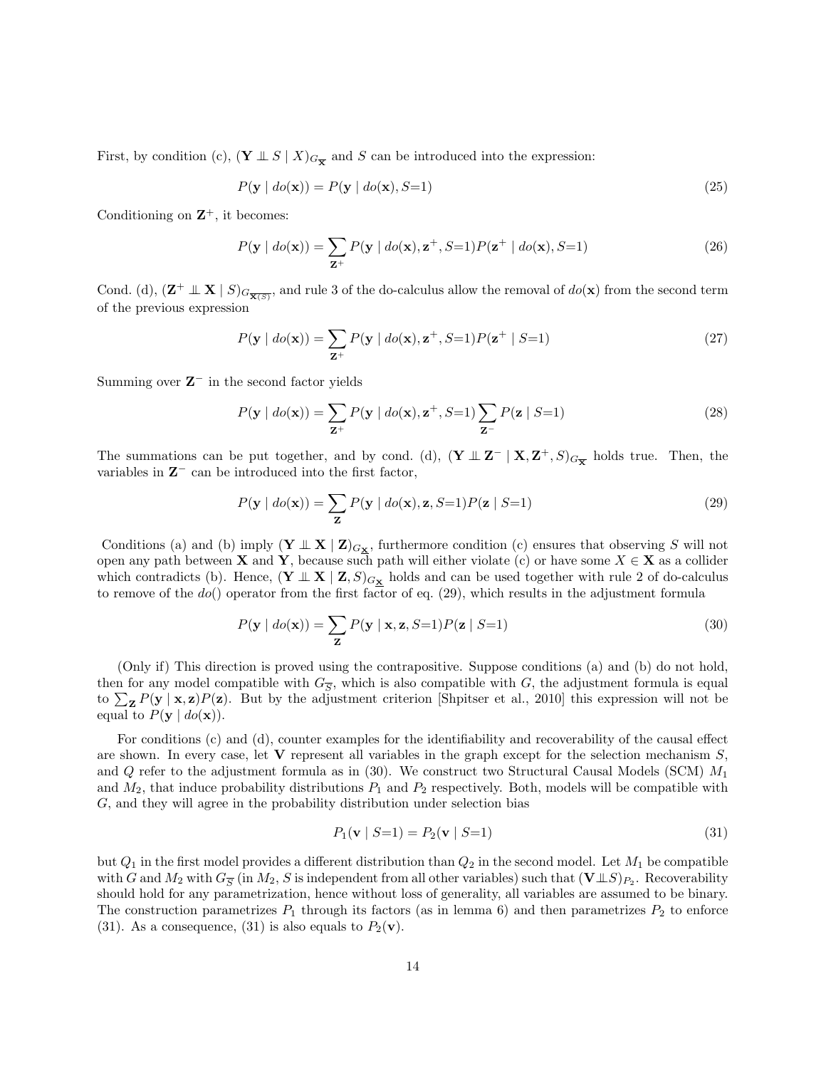First, by condition (c), $(\mathbf{Y} \perp\!\!\!\perp S \mid X)_{G_{\overline{\mathbf{X}}}}$ and $S$ can be introduced into the expression:

$$P(\mathbf{y} \mid do(\mathbf{x})) = P(\mathbf{y} \mid do(\mathbf{x}), S{=}1) \tag{25}$$

Conditioning on $\mathbf{Z}^+$, it becomes:

$$P(\mathbf{y} \mid do(\mathbf{x})) = \sum_{\mathbf{Z}^+} P(\mathbf{y} \mid do(\mathbf{x}), \mathbf{z}^+, S{=}1) P(\mathbf{z}^+ \mid do(\mathbf{x}), S{=}1) \tag{26}$$

Cond. (d), $(\mathbf{Z}^+ \perp\!\!\!\perp \mathbf{X} \mid S)_{G_{\overline{\mathbf{X}(S)}}}$, and rule 3 of the do-calculus allow the removal of $do(\mathbf{x})$ from the second term of the previous expression

$$P(\mathbf{y} \mid do(\mathbf{x})) = \sum_{\mathbf{Z}^+} P(\mathbf{y} \mid do(\mathbf{x}), \mathbf{z}^+, S{=}1) P(\mathbf{z}^+ \mid S{=}1) \tag{27}$$

Summing over $\mathbf{Z}^-$ in the second factor yields

$$P(\mathbf{y} \mid do(\mathbf{x})) = \sum_{\mathbf{Z}^+} P(\mathbf{y} \mid do(\mathbf{x}), \mathbf{z}^+, S{=}1) \sum_{\mathbf{Z}^-} P(\mathbf{z} \mid S{=}1) \tag{28}$$

The summations can be put together, and by cond. (d), $(\mathbf{Y} \perp\!\!\!\perp \mathbf{Z}^- \mid \mathbf{X}, \mathbf{Z}^+, S)_{G_{\overline{\mathbf{X}}}}$ holds true. Then, the variables in $\mathbf{Z}^-$ can be introduced into the first factor,

$$P(\mathbf{y} \mid do(\mathbf{x})) = \sum_{\mathbf{Z}} P(\mathbf{y} \mid do(\mathbf{x}), \mathbf{z}, S{=}1) P(\mathbf{z} \mid S{=}1) \tag{29}$$

Conditions (a) and (b) imply $(\mathbf{Y} \perp\!\!\!\perp \mathbf{X} \mid \mathbf{Z})_{G_{\underline{\mathbf{X}}}}$, furthermore condition (c) ensures that observing $S$ will not open any path between $\mathbf{X}$ and $\mathbf{Y}$, because such path will either violate (c) or have some $X \in \mathbf{X}$ as a collider which contradicts (b). Hence, $(\mathbf{Y} \perp\!\!\!\perp \mathbf{X} \mid \mathbf{Z}, S)_{G_{\underline{\mathbf{X}}}}$ holds and can be used together with rule 2 of do-calculus to remove of the $do()$ operator from the first factor of eq. (29), which results in the adjustment formula

$$P(\mathbf{y} \mid do(\mathbf{x})) = \sum_{\mathbf{Z}} P(\mathbf{y} \mid \mathbf{x}, \mathbf{z}, S{=}1) P(\mathbf{z} \mid S{=}1) \tag{30}$$

(Only if) This direction is proved using the contrapositive. Suppose conditions (a) and (b) do not hold, then for any model compatible with $G_{\overline{S}}$, which is also compatible with $G$, the adjustment formula is equal to $\sum_{\mathbf{Z}} P(\mathbf{y} \mid \mathbf{x}, \mathbf{z}) P(\mathbf{z})$. But by the adjustment criterion [Shpitser et al., 2010] this expression will not be equal to $P(\mathbf{y} \mid do(\mathbf{x}))$.

For conditions (c) and (d), counter examples for the identifiability and recoverability of the causal effect are shown. In every case, let $\mathbf{V}$ represent all variables in the graph except for the selection mechanism $S$, and $Q$ refer to the adjustment formula as in (30). We construct two Structural Causal Models (SCM) $M_1$ and $M_2$, that induce probability distributions $P_1$ and $P_2$ respectively. Both, models will be compatible with $G$, and they will agree in the probability distribution under selection bias

$$P_1(\mathbf{v} \mid S{=}1) = P_2(\mathbf{v} \mid S{=}1) \tag{31}$$

but $Q_1$ in the first model provides a different distribution than $Q_2$ in the second model. Let $M_1$ be compatible with $G$ and $M_2$ with $G_{\overline{S}}$ (in $M_2$, $S$ is independent from all other variables) such that $(\mathbf{V} \perp\!\!\!\perp S)_{P_2}$. Recoverability should hold for any parametrization, hence without loss of generality, all variables are assumed to be binary. The construction parametrizes $P_1$ through its factors (as in lemma 6) and then parametrizes $P_2$ to enforce (31). As a consequence, (31) is also equals to $P_2(\mathbf{v})$.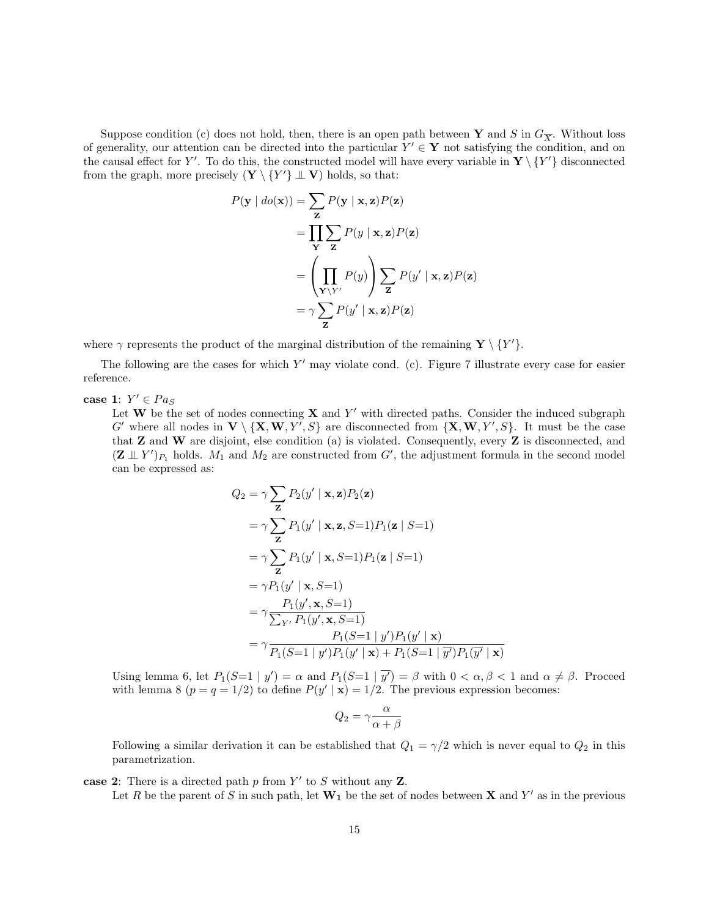Suppose condition (c) does not hold, then, there is an open path between $\mathbf{Y}$ and $S$ in $G_{\overline{X}}$. Without loss of generality, our attention can be directed into the particular $Y' \in \mathbf{Y}$ not satisfying the condition, and on the causal effect for $Y'$. To do this, the constructed model will have every variable in $\mathbf{Y} \setminus \{Y'\}$ disconnected from the graph, more precisely $(\mathbf{Y} \setminus \{Y'\} \perp\!\!\!\perp \mathbf{V})$ holds, so that:

$$
\begin{aligned}
P(\mathbf{y} \mid do(\mathbf{x})) &= \sum_{\mathbf{Z}} P(\mathbf{y} \mid \mathbf{x}, \mathbf{z}) P(\mathbf{z}) \\
&= \prod_{\mathbf{Y}} \sum_{\mathbf{Z}} P(y \mid \mathbf{x}, \mathbf{z}) P(\mathbf{z}) \\
&= \left( \prod_{\mathbf{Y} \setminus Y'} P(y) \right) \sum_{\mathbf{Z}} P(y' \mid \mathbf{x}, \mathbf{z}) P(\mathbf{z}) \\
&= \gamma \sum_{\mathbf{Z}} P(y' \mid \mathbf{x}, \mathbf{z}) P(\mathbf{z})
\end{aligned}
$$

where $\gamma$ represents the product of the marginal distribution of the remaining $\mathbf{Y} \setminus \{Y'\}$.

The following are the cases for which $Y'$ may violate cond. (c). Figure 7 illustrate every case for easier reference.

**case 1**: $Y' \in Pa_S$

Let $\mathbf{W}$ be the set of nodes connecting $\mathbf{X}$ and $Y'$ with directed paths. Consider the induced subgraph $G'$ where all nodes in $\mathbf{V} \setminus \{\mathbf{X}, \mathbf{W}, Y', S\}$ are disconnected from $\{\mathbf{X}, \mathbf{W}, Y', S\}$. It must be the case that $\mathbf{Z}$ and $\mathbf{W}$ are disjoint, else condition (a) is violated. Consequently, every $\mathbf{Z}$ is disconnected, and $(\mathbf{Z} \perp\!\!\!\perp Y')_{P_1}$ holds. $M_1$ and $M_2$ are constructed from $G'$, the adjustment formula in the second model can be expressed as:

$$
\begin{aligned}
Q_2 &= \gamma \sum_{\mathbf{Z}} P_2(y' \mid \mathbf{x}, \mathbf{z}) P_2(\mathbf{z}) \\
&= \gamma \sum_{\mathbf{Z}} P_1(y' \mid \mathbf{x}, \mathbf{z}, S{=}1) P_1(\mathbf{z} \mid S{=}1) \\
&= \gamma \sum_{\mathbf{Z}} P_1(y' \mid \mathbf{x}, S{=}1) P_1(\mathbf{z} \mid S{=}1) \\
&= \gamma P_1(y' \mid \mathbf{x}, S{=}1) \\
&= \gamma \frac{P_1(y', \mathbf{x}, S{=}1)}{\sum_{Y'} P_1(y', \mathbf{x}, S{=}1)} \\
&= \gamma \frac{P_1(S{=}1 \mid y') P_1(y' \mid \mathbf{x})}{P_1(S{=}1 \mid y') P_1(y' \mid \mathbf{x}) + P_1(S{=}1 \mid \overline{y'}) P_1(\overline{y'} \mid \mathbf{x})}
\end{aligned}
$$

Using lemma 6, let $P_1(S{=}1 \mid y') = \alpha$ and $P_1(S{=}1 \mid \overline{y'}) = \beta$ with $0 < \alpha, \beta < 1$ and $\alpha \neq \beta$. Proceed with lemma 8 ($p = q = 1/2$) to define $P(y' \mid \mathbf{x}) = 1/2$. The previous expression becomes:

$$
Q_2 = \gamma \frac{\alpha}{\alpha + \beta}
$$

Following a similar derivation it can be established that $Q_1 = \gamma/2$ which is never equal to $Q_2$ in this parametrization.

**case 2**: There is a directed path $p$ from $Y'$ to $S$ without any $\mathbf{Z}$.

Let $R$ be the parent of $S$ in such path, let $\mathbf{W_1}$ be the set of nodes between $\mathbf{X}$ and $Y'$ as in the previous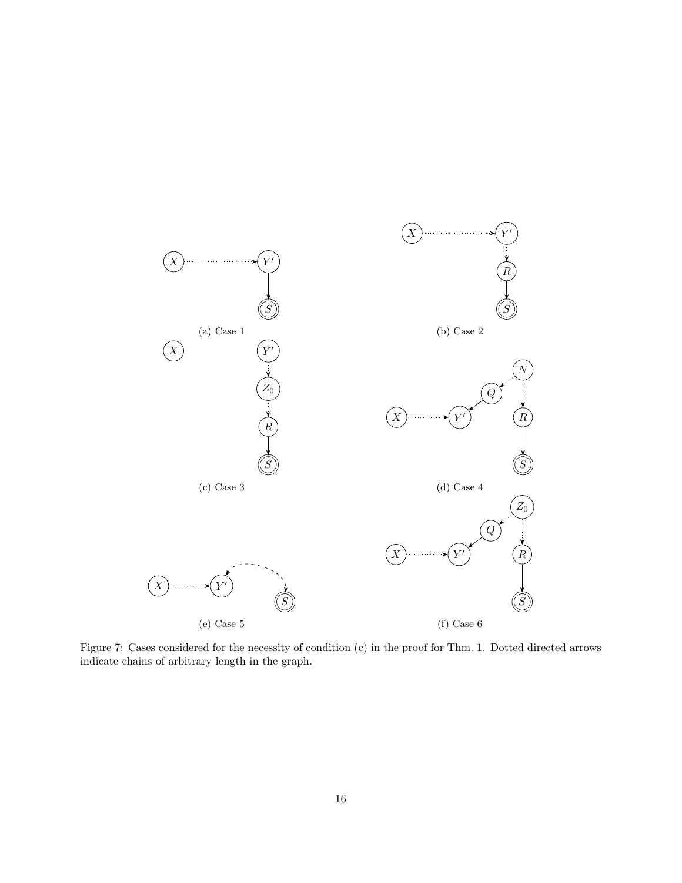(a) Case 1

(b) Case 2

(c) Case 3

(d) Case 4

(e) Case 5

(f) Case 6

Figure 7: Cases considered for the necessity of condition (c) in the proof for Thm. 1. Dotted directed arrows indicate chains of arbitrary length in the graph.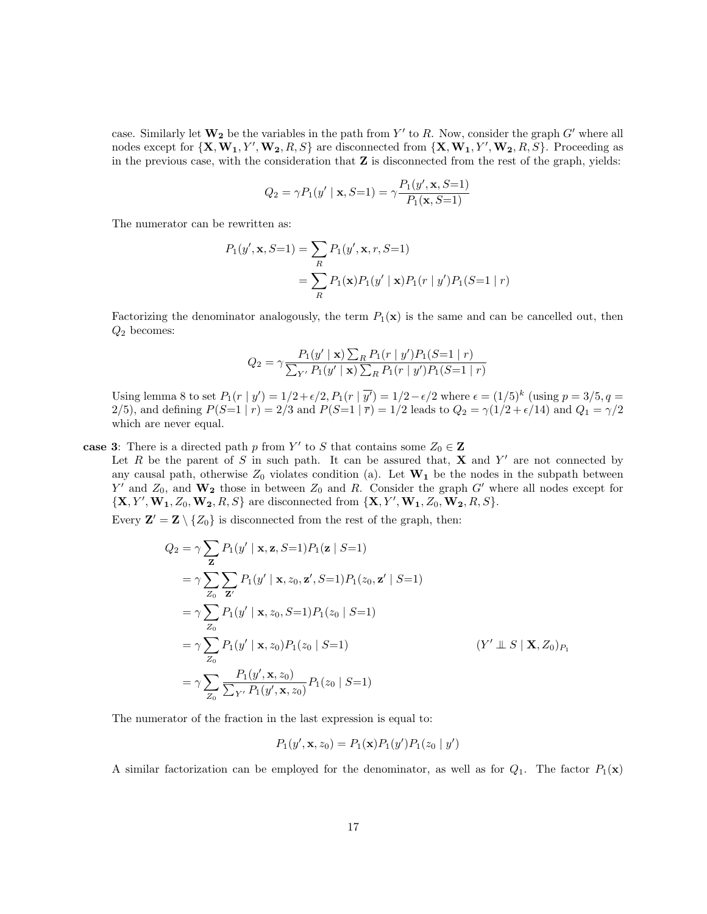case. Similarly let $\mathbf{W_2}$ be the variables in the path from $Y'$ to $R$. Now, consider the graph $G'$ where all nodes except for $\{\mathbf{X}, \mathbf{W_1}, Y', \mathbf{W_2}, R, S\}$ are disconnected from $\{\mathbf{X}, \mathbf{W_1}, Y', \mathbf{W_2}, R, S\}$. Proceeding as in the previous case, with the consideration that $\mathbf{Z}$ is disconnected from the rest of the graph, yields:

$$Q_2 = \gamma P_1(y' \mid \mathbf{x}, S{=}1) = \gamma \frac{P_1(y', \mathbf{x}, S{=}1)}{P_1(\mathbf{x}, S{=}1)}$$

The numerator can be rewritten as:

$$\begin{aligned}
P_1(y', \mathbf{x}, S{=}1) &= \sum_R P_1(y', \mathbf{x}, r, S{=}1) \\
&= \sum_R P_1(\mathbf{x}) P_1(y' \mid \mathbf{x}) P_1(r \mid y') P_1(S{=}1 \mid r)
\end{aligned}$$

Factorizing the denominator analogously, the term $P_1(\mathbf{x})$ is the same and can be cancelled out, then $Q_2$ becomes:

$$Q_2 = \gamma \frac{P_1(y' \mid \mathbf{x}) \sum_R P_1(r \mid y') P_1(S{=}1 \mid r)}{\sum_{Y'} P_1(y' \mid \mathbf{x}) \sum_R P_1(r \mid y') P_1(S{=}1 \mid r)}$$

Using lemma 8 to set $P_1(r \mid y') = 1/2 + \epsilon/2, P_1(r \mid \overline{y'}) = 1/2 - \epsilon/2$ where $\epsilon = (1/5)^k$ (using $p = 3/5, q = 2/5$), and defining $P(S{=}1 \mid r) = 2/3$ and $P(S{=}1 \mid \overline{r}) = 1/2$ leads to $Q_2 = \gamma(1/2 + \epsilon/14)$ and $Q_1 = \gamma/2$ which are never equal.

**case 3**: There is a directed path $p$ from $Y'$ to $S$ that contains some $Z_0 \in \mathbf{Z}$

Let $R$ be the parent of $S$ in such path. It can be assured that, $\mathbf{X}$ and $Y'$ are not connected by any causal path, otherwise $Z_0$ violates condition (a). Let $\mathbf{W_1}$ be the nodes in the subpath between $Y'$ and $Z_0$, and $\mathbf{W_2}$ those in between $Z_0$ and $R$. Consider the graph $G'$ where all nodes except for $\{\mathbf{X}, Y', \mathbf{W_1}, Z_0, \mathbf{W_2}, R, S\}$ are disconnected from $\{\mathbf{X}, Y', \mathbf{W_1}, Z_0, \mathbf{W_2}, R, S\}$.

Every $\mathbf{Z}' = \mathbf{Z} \setminus \{Z_0\}$ is disconnected from the rest of the graph, then:

$$\begin{aligned}
Q_2 &= \gamma \sum_{\mathbf{Z}} P_1(y' \mid \mathbf{x}, \mathbf{z}, S{=}1) P_1(\mathbf{z} \mid S{=}1) \\
&= \gamma \sum_{Z_0} \sum_{\mathbf{Z}'} P_1(y' \mid \mathbf{x}, z_0, \mathbf{z}', S{=}1) P_1(z_0, \mathbf{z}' \mid S{=}1) \\
&= \gamma \sum_{Z_0} P_1(y' \mid \mathbf{x}, z_0, S{=}1) P_1(z_0 \mid S{=}1) \\
&= \gamma \sum_{Z_0} P_1(y' \mid \mathbf{x}, z_0) P_1(z_0 \mid S{=}1) && (Y' \perp\!\!\!\perp S \mid \mathbf{X}, Z_0)_{P_1} \\
&= \gamma \sum_{Z_0} \frac{P_1(y', \mathbf{x}, z_0)}{\sum_{Y'} P_1(y', \mathbf{x}, z_0)} P_1(z_0 \mid S{=}1)
\end{aligned}$$

The numerator of the fraction in the last expression is equal to:

$$P_1(y', \mathbf{x}, z_0) = P_1(\mathbf{x}) P_1(y') P_1(z_0 \mid y')$$

A similar factorization can be employed for the denominator, as well as for $Q_1$. The factor $P_1(\mathbf{x})$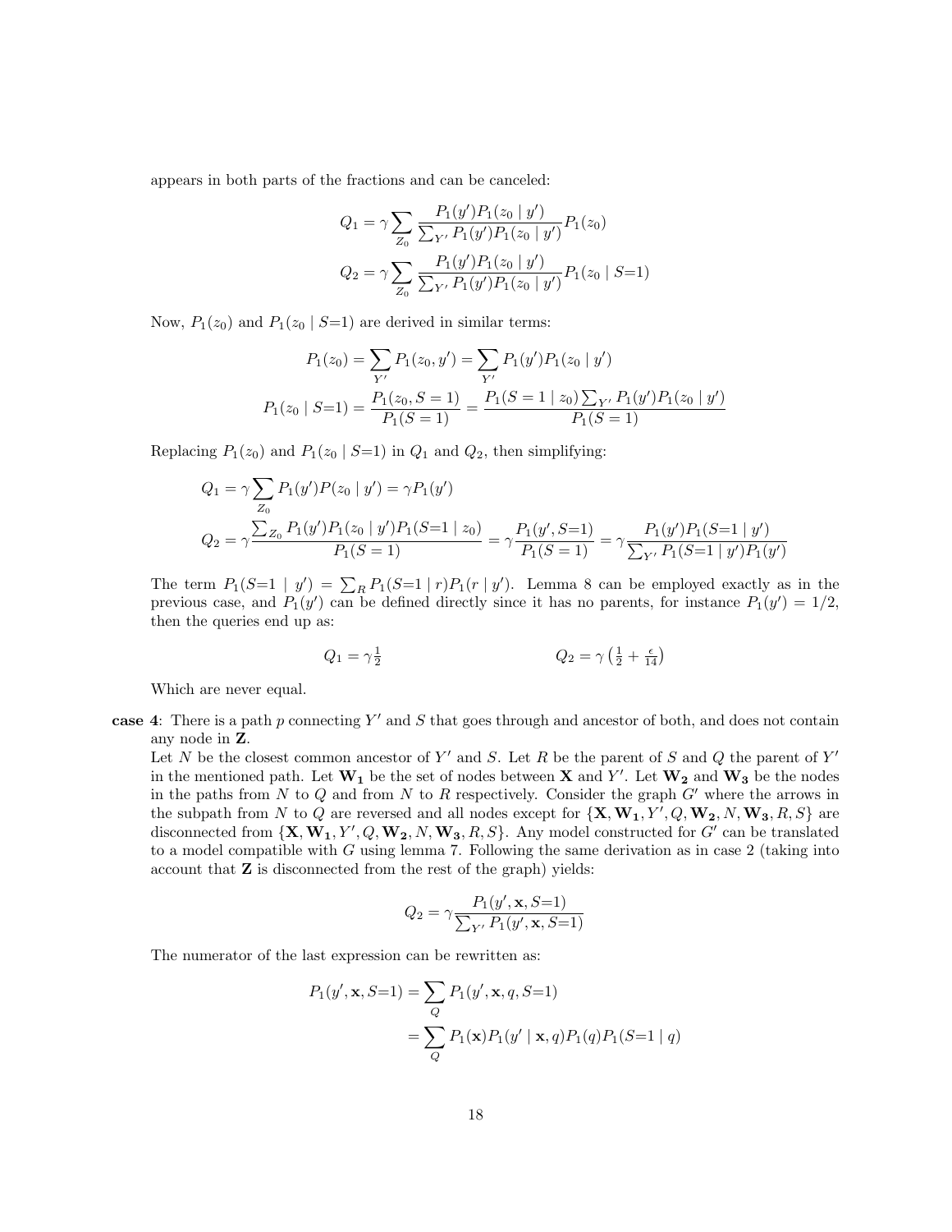appears in both parts of the fractions and can be canceled:

$$Q_1 = \gamma \sum_{Z_0} \frac{P_1(y')P_1(z_0 \mid y')}{\sum_{Y'} P_1(y')P_1(z_0 \mid y')} P_1(z_0)$$

$$Q_2 = \gamma \sum_{Z_0} \frac{P_1(y')P_1(z_0 \mid y')}{\sum_{Y'} P_1(y')P_1(z_0 \mid y')} P_1(z_0 \mid S{=}1)$$

Now, $P_1(z_0)$ and $P_1(z_0 \mid S{=}1)$ are derived in similar terms:

$$P_1(z_0) = \sum_{Y'} P_1(z_0, y') = \sum_{Y'} P_1(y')P_1(z_0 \mid y')$$

$$P_1(z_0 \mid S{=}1) = \frac{P_1(z_0, S = 1)}{P_1(S = 1)} = \frac{P_1(S = 1 \mid z_0) \sum_{Y'} P_1(y')P_1(z_0 \mid y')}{P_1(S = 1)}$$

Replacing $P_1(z_0)$ and $P_1(z_0 \mid S{=}1)$ in $Q_1$ and $Q_2$, then simplifying:

$$Q_1 = \gamma \sum_{Z_0} P_1(y')P(z_0 \mid y') = \gamma P_1(y')$$

$$Q_2 = \gamma \frac{\sum_{Z_0} P_1(y')P_1(z_0 \mid y')P_1(S{=}1 \mid z_0)}{P_1(S = 1)} = \gamma \frac{P_1(y', S{=}1)}{P_1(S = 1)} = \gamma \frac{P_1(y')P_1(S{=}1 \mid y')}{\sum_{Y'} P_1(S{=}1 \mid y')P_1(y')}$$

The term $P_1(S{=}1 \mid y') = \sum_R P_1(S{=}1 \mid r)P_1(r \mid y')$. Lemma 8 can be employed exactly as in the previous case, and $P_1(y')$ can be defined directly since it has no parents, for instance $P_1(y') = 1/2$, then the queries end up as:

$$Q_1 = \gamma \tfrac{1}{2} \qquad\qquad Q_2 = \gamma \left(\tfrac{1}{2} + \tfrac{\epsilon}{14}\right)$$

Which are never equal.

**case 4**: There is a path $p$ connecting $Y'$ and $S$ that goes through and ancestor of both, and does not contain any node in $\mathbf{Z}$.
Let $N$ be the closest common ancestor of $Y'$ and $S$. Let $R$ be the parent of $S$ and $Q$ the parent of $Y'$ in the mentioned path. Let $\mathbf{W_1}$ be the set of nodes between $\mathbf{X}$ and $Y'$. Let $\mathbf{W_2}$ and $\mathbf{W_3}$ be the nodes in the paths from $N$ to $Q$ and from $N$ to $R$ respectively. Consider the graph $G'$ where the arrows in the subpath from $N$ to $Q$ are reversed and all nodes except for $\{\mathbf{X}, \mathbf{W_1}, Y', Q, \mathbf{W_2}, N, \mathbf{W_3}, R, S\}$ are disconnected from $\{\mathbf{X}, \mathbf{W_1}, Y', Q, \mathbf{W_2}, N, \mathbf{W_3}, R, S\}$. Any model constructed for $G'$ can be translated to a model compatible with $G$ using lemma 7. Following the same derivation as in case 2 (taking into account that $\mathbf{Z}$ is disconnected from the rest of the graph) yields:

$$Q_2 = \gamma \frac{P_1(y', \mathbf{x}, S{=}1)}{\sum_{Y'} P_1(y', \mathbf{x}, S{=}1)}$$

The numerator of the last expression can be rewritten as:

$$P_1(y', \mathbf{x}, S{=}1) = \sum_Q P_1(y', \mathbf{x}, q, S{=}1)$$

$$= \sum_Q P_1(\mathbf{x})P_1(y' \mid \mathbf{x}, q)P_1(q)P_1(S{=}1 \mid q)$$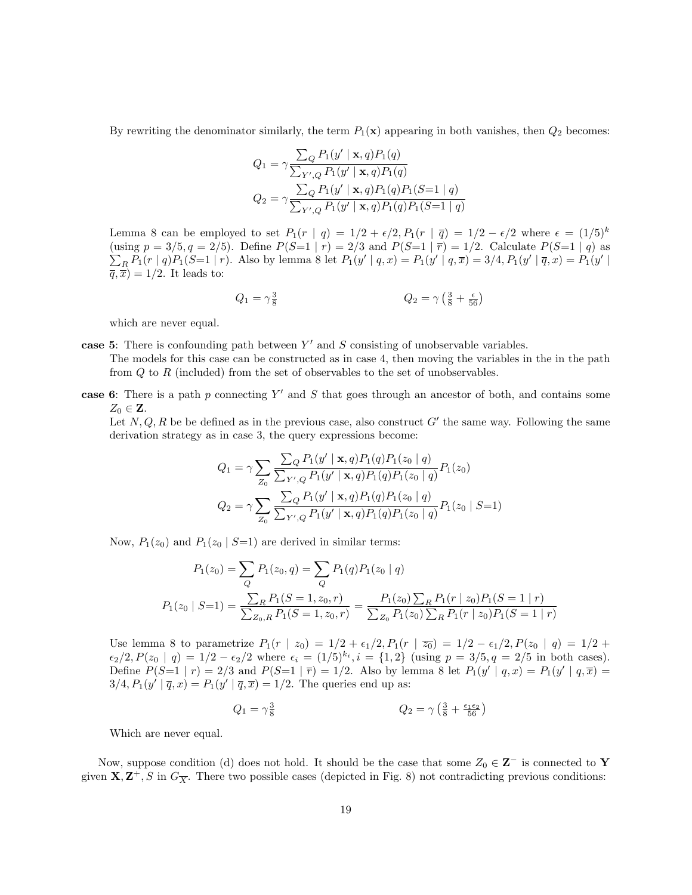By rewriting the denominator similarly, the term $P_1(\mathbf{x})$ appearing in both vanishes, then $Q_2$ becomes:

$$Q_1 = \gamma \frac{\sum_Q P_1(y' \mid \mathbf{x}, q) P_1(q)}{\sum_{Y',Q} P_1(y' \mid \mathbf{x}, q) P_1(q)}$$

$$Q_2 = \gamma \frac{\sum_Q P_1(y' \mid \mathbf{x}, q) P_1(q) P_1(S{=}1 \mid q)}{\sum_{Y',Q} P_1(y' \mid \mathbf{x}, q) P_1(q) P_1(S{=}1 \mid q)}$$

Lemma 8 can be employed to set $P_1(r \mid q) = 1/2 + \epsilon/2, P_1(r \mid \overline{q}) = 1/2 - \epsilon/2$ where $\epsilon = (1/5)^k$ (using $p = 3/5, q = 2/5$). Define $P(S{=}1 \mid r) = 2/3$ and $P(S{=}1 \mid \overline{r}) = 1/2$. Calculate $P(S{=}1 \mid q)$ as $\sum_R P_1(r \mid q) P_1(S{=}1 \mid r)$. Also by lemma 8 let $P_1(y' \mid q, x) = P_1(y' \mid q, \overline{x}) = 3/4, P_1(y' \mid \overline{q}, x) = P_1(y' \mid \overline{q}, \overline{x}) = 1/2$. It leads to:

$$Q_1 = \gamma \tfrac{3}{8} \qquad\qquad Q_2 = \gamma \left(\tfrac{3}{8} + \tfrac{\epsilon}{56}\right)$$

which are never equal.

**case 5**: There is confounding path between $Y'$ and $S$ consisting of unobservable variables.
The models for this case can be constructed as in case 4, then moving the variables in the in the path from $Q$ to $R$ (included) from the set of observables to the set of unobservables.

**case 6**: There is a path $p$ connecting $Y'$ and $S$ that goes through an ancestor of both, and contains some $Z_0 \in \mathbf{Z}$.
Let $N, Q, R$ be be defined as in the previous case, also construct $G'$ the same way. Following the same derivation strategy as in case 3, the query expressions become:

$$Q_1 = \gamma \sum_{Z_0} \frac{\sum_Q P_1(y' \mid \mathbf{x}, q) P_1(q) P_1(z_0 \mid q)}{\sum_{Y',Q} P_1(y' \mid \mathbf{x}, q) P_1(q) P_1(z_0 \mid q)} P_1(z_0)$$

$$Q_2 = \gamma \sum_{Z_0} \frac{\sum_Q P_1(y' \mid \mathbf{x}, q) P_1(q) P_1(z_0 \mid q)}{\sum_{Y',Q} P_1(y' \mid \mathbf{x}, q) P_1(q) P_1(z_0 \mid q)} P_1(z_0 \mid S{=}1)$$

Now, $P_1(z_0)$ and $P_1(z_0 \mid S{=}1)$ are derived in similar terms:

$$P_1(z_0) = \sum_Q P_1(z_0, q) = \sum_Q P_1(q) P_1(z_0 \mid q)$$

$$P_1(z_0 \mid S{=}1) = \frac{\sum_R P_1(S=1, z_0, r)}{\sum_{Z_0, R} P_1(S=1, z_0, r)} = \frac{P_1(z_0) \sum_R P_1(r \mid z_0) P_1(S=1 \mid r)}{\sum_{Z_0} P_1(z_0) \sum_R P_1(r \mid z_0) P_1(S=1 \mid r)}$$

Use lemma 8 to parametrize $P_1(r \mid z_0) = 1/2 + \epsilon_1/2, P_1(r \mid \overline{z_0}) = 1/2 - \epsilon_1/2, P(z_0 \mid q) = 1/2 + \epsilon_2/2, P(z_0 \mid q) = 1/2 - \epsilon_2/2$ where $\epsilon_i = (1/5)^{k_i}, i = \{1, 2\}$ (using $p = 3/5, q = 2/5$ in both cases). Define $P(S{=}1 \mid r) = 2/3$ and $P(S{=}1 \mid \overline{r}) = 1/2$. Also by lemma 8 let $P_1(y' \mid q, x) = P_1(y' \mid q, \overline{x}) = 3/4, P_1(y' \mid \overline{q}, x) = P_1(y' \mid \overline{q}, \overline{x}) = 1/2$. The queries end up as:

$$Q_1 = \gamma \tfrac{3}{8} \qquad\qquad Q_2 = \gamma \left(\tfrac{3}{8} + \tfrac{\epsilon_1 \epsilon_2}{56}\right)$$

Which are never equal.

Now, suppose condition (d) does not hold. It should be the case that some $Z_0 \in \mathbf{Z}^-$ is connected to $\mathbf{Y}$ given $\mathbf{X}, \mathbf{Z}^+, S$ in $G_{\overline{X}}$. There two possible cases (depicted in Fig. 8) not contradicting previous conditions: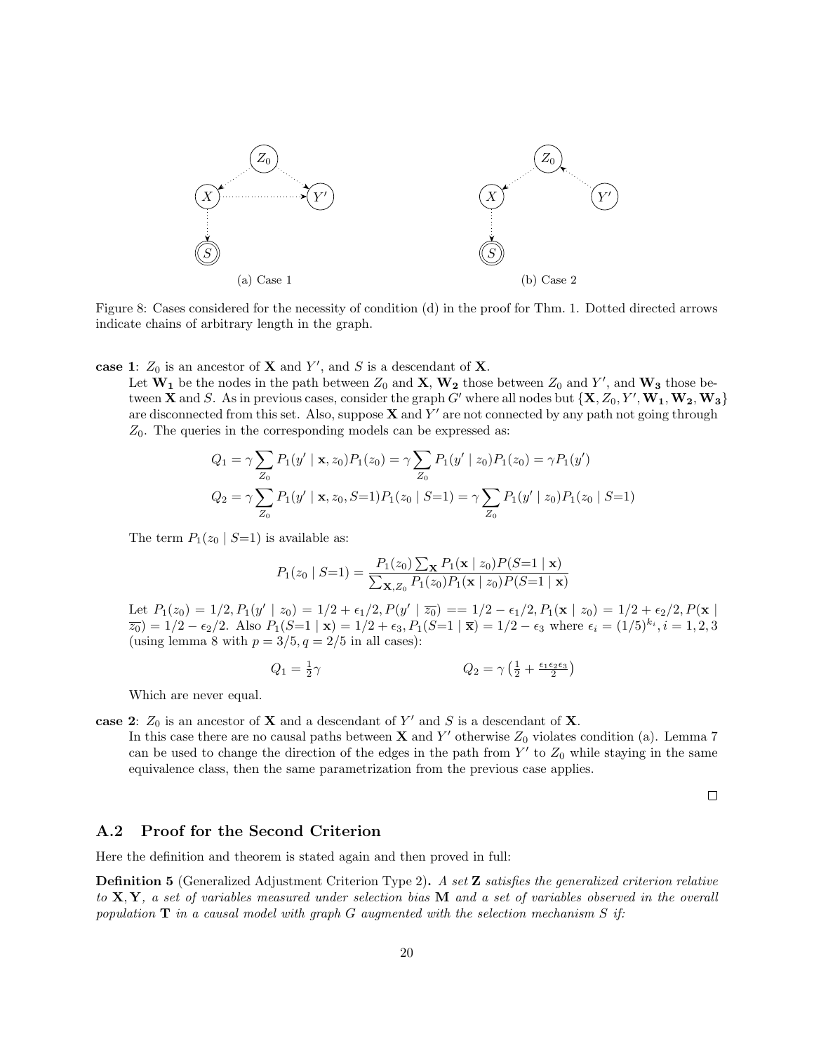(a) Case 1

(b) Case 2

Figure 8: Cases considered for the necessity of condition (d) in the proof for Thm. 1. Dotted directed arrows indicate chains of arbitrary length in the graph.

**case 1**: $Z_0$ is an ancestor of $\mathbf{X}$ and $Y'$, and $S$ is a descendant of $\mathbf{X}$.

Let $\mathbf{W_1}$ be the nodes in the path between $Z_0$ and $\mathbf{X}$, $\mathbf{W_2}$ those between $Z_0$ and $Y'$, and $\mathbf{W_3}$ those between $\mathbf{X}$ and $S$. As in previous cases, consider the graph $G'$ where all nodes but $\{\mathbf{X}, Z_0, Y', \mathbf{W_1}, \mathbf{W_2}, \mathbf{W_3}\}$ are disconnected from this set. Also, suppose $\mathbf{X}$ and $Y'$ are not connected by any path not going through $Z_0$. The queries in the corresponding models can be expressed as:

$$Q_1 = \gamma \sum_{Z_0} P_1(y' \mid \mathbf{x}, z_0) P_1(z_0) = \gamma \sum_{Z_0} P_1(y' \mid z_0) P_1(z_0) = \gamma P_1(y')$$

$$Q_2 = \gamma \sum_{Z_0} P_1(y' \mid \mathbf{x}, z_0, S{=}1) P_1(z_0 \mid S{=}1) = \gamma \sum_{Z_0} P_1(y' \mid z_0) P_1(z_0 \mid S{=}1)$$

The term $P_1(z_0 \mid S{=}1)$ is available as:

$$P_1(z_0 \mid S{=}1) = \frac{P_1(z_0) \sum_{\mathbf{X}} P_1(\mathbf{x} \mid z_0) P(S{=}1 \mid \mathbf{x})}{\sum_{\mathbf{X}, Z_0} P_1(z_0) P_1(\mathbf{x} \mid z_0) P(S{=}1 \mid \mathbf{x})}$$

Let $P_1(z_0) = 1/2, P_1(y' \mid z_0) = 1/2 + \epsilon_1/2, P(y' \mid \overline{z_0}) == 1/2 - \epsilon_1/2, P_1(\mathbf{x} \mid z_0) = 1/2 + \epsilon_2/2, P(\mathbf{x} \mid \overline{z_0}) = 1/2 - \epsilon_2/2$. Also $P_1(S{=}1 \mid \mathbf{x}) = 1/2 + \epsilon_3, P_1(S{=}1 \mid \overline{\mathbf{x}}) = 1/2 - \epsilon_3$ where $\epsilon_i = (1/5)^{k_i}, i = 1, 2, 3$ (using lemma 8 with $p = 3/5, q = 2/5$ in all cases):

$$Q_1 = \tfrac{1}{2}\gamma \qquad\qquad Q_2 = \gamma\left(\tfrac{1}{2} + \tfrac{\epsilon_1 \epsilon_2 \epsilon_3}{2}\right)$$

Which are never equal.

**case 2**: $Z_0$ is an ancestor of $\mathbf{X}$ and a descendant of $Y'$ and $S$ is a descendant of $\mathbf{X}$.

In this case there are no causal paths between $\mathbf{X}$ and $Y'$ otherwise $Z_0$ violates condition (a). Lemma 7 can be used to change the direction of the edges in the path from $Y'$ to $Z_0$ while staying in the same equivalence class, then the same parametrization from the previous case applies.

□

## A.2 Proof for the Second Criterion

Here the definition and theorem is stated again and then proved in full:

**Definition 5** (Generalized Adjustment Criterion Type 2)**.** *A set $\mathbf{Z}$ satisfies the generalized criterion relative to $\mathbf{X}, \mathbf{Y}$, a set of variables measured under selection bias $\mathbf{M}$ and a set of variables observed in the overall population $\mathbf{T}$ in a causal model with graph $G$ augmented with the selection mechanism $S$ if:*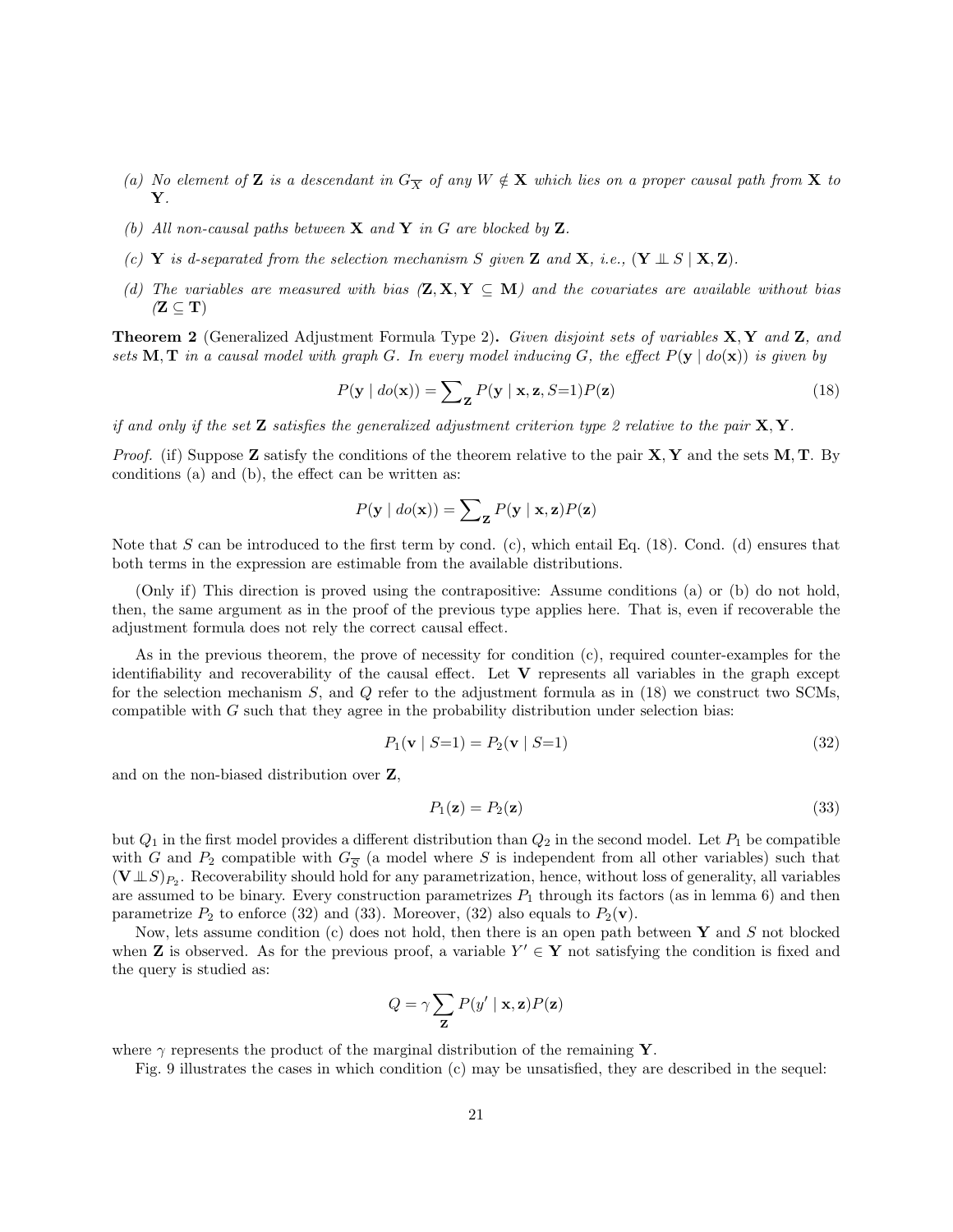(a) *No element of* $\mathbf{Z}$ *is a descendant in* $G_{\overline{X}}$ *of any* $W \notin \mathbf{X}$ *which lies on a proper causal path from* $\mathbf{X}$ *to* $\mathbf{Y}$.

(b) *All non-causal paths between* $\mathbf{X}$ *and* $\mathbf{Y}$ *in* $G$ *are blocked by* $\mathbf{Z}$.

(c) $\mathbf{Y}$ *is d-separated from the selection mechanism* $S$ *given* $\mathbf{Z}$ *and* $\mathbf{X}$*, i.e.,* $(\mathbf{Y} \perp\!\!\!\perp S \mid \mathbf{X}, \mathbf{Z})$.

(d) *The variables are measured with bias (*$\mathbf{Z}, \mathbf{X}, \mathbf{Y} \subseteq \mathbf{M}$*) and the covariates are available without bias (*$\mathbf{Z} \subseteq \mathbf{T}$*)*

**Theorem 2** (Generalized Adjustment Formula Type 2)**.** *Given disjoint sets of variables* $\mathbf{X}, \mathbf{Y}$ *and* $\mathbf{Z}$*, and sets* $\mathbf{M}, \mathbf{T}$ *in a causal model with graph* $G$*. In every model inducing* $G$*, the effect* $P(\mathbf{y} \mid do(\mathbf{x}))$ *is given by*

$$P(\mathbf{y} \mid do(\mathbf{x})) = \sum\nolimits_{\mathbf{Z}} P(\mathbf{y} \mid \mathbf{x}, \mathbf{z}, S{=}1) P(\mathbf{z}) \tag{18}$$

*if and only if the set* $\mathbf{Z}$ *satisfies the generalized adjustment criterion type 2 relative to the pair* $\mathbf{X}, \mathbf{Y}$.

*Proof.* (if) Suppose $\mathbf{Z}$ satisfy the conditions of the theorem relative to the pair $\mathbf{X}, \mathbf{Y}$ and the sets $\mathbf{M}, \mathbf{T}$. By conditions (a) and (b), the effect can be written as:

$$P(\mathbf{y} \mid do(\mathbf{x})) = \sum\nolimits_{\mathbf{Z}} P(\mathbf{y} \mid \mathbf{x}, \mathbf{z}) P(\mathbf{z})$$

Note that $S$ can be introduced to the first term by cond. (c), which entail Eq. (18). Cond. (d) ensures that both terms in the expression are estimable from the available distributions.

(Only if) This direction is proved using the contrapositive: Assume conditions (a) or (b) do not hold, then, the same argument as in the proof of the previous type applies here. That is, even if recoverable the adjustment formula does not rely the correct causal effect.

As in the previous theorem, the prove of necessity for condition (c), required counter-examples for the identifiability and recoverability of the causal effect. Let $\mathbf{V}$ represents all variables in the graph except for the selection mechanism $S$, and $Q$ refer to the adjustment formula as in (18) we construct two SCMs, compatible with $G$ such that they agree in the probability distribution under selection bias:

$$P_1(\mathbf{v} \mid S{=}1) = P_2(\mathbf{v} \mid S{=}1) \tag{32}$$

and on the non-biased distribution over $\mathbf{Z}$,

$$P_1(\mathbf{z}) = P_2(\mathbf{z}) \tag{33}$$

but $Q_1$ in the first model provides a different distribution than $Q_2$ in the second model. Let $P_1$ be compatible with $G$ and $P_2$ compatible with $G_{\overline{S}}$ (a model where $S$ is independent from all other variables) such that $(\mathbf{V} \perp\!\!\!\perp S)_{P_2}$. Recoverability should hold for any parametrization, hence, without loss of generality, all variables are assumed to be binary. Every construction parametrizes $P_1$ through its factors (as in lemma 6) and then parametrize $P_2$ to enforce (32) and (33). Moreover, (32) also equals to $P_2(\mathbf{v})$.

Now, lets assume condition (c) does not hold, then there is an open path between $\mathbf{Y}$ and $S$ not blocked when $\mathbf{Z}$ is observed. As for the previous proof, a variable $Y' \in \mathbf{Y}$ not satisfying the condition is fixed and the query is studied as:

$$Q = \gamma \sum_{\mathbf{Z}} P(y' \mid \mathbf{x}, \mathbf{z}) P(\mathbf{z})$$

where $\gamma$ represents the product of the marginal distribution of the remaining $\mathbf{Y}$.

Fig. 9 illustrates the cases in which condition (c) may be unsatisfied, they are described in the sequel: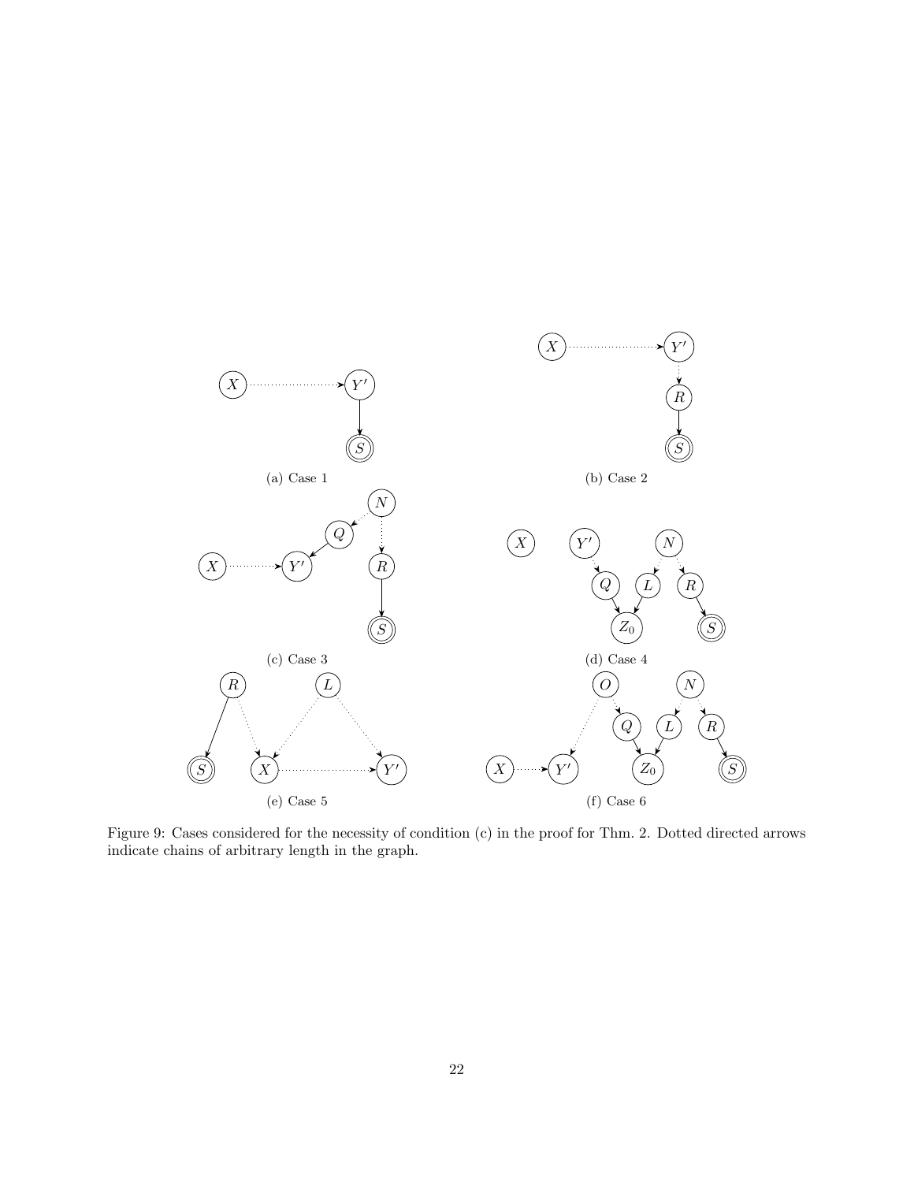(a) Case 1

(b) Case 2

(c) Case 3

(d) Case 4

(e) Case 5

(f) Case 6

Figure 9: Cases considered for the necessity of condition (c) in the proof for Thm. 2. Dotted directed arrows indicate chains of arbitrary length in the graph.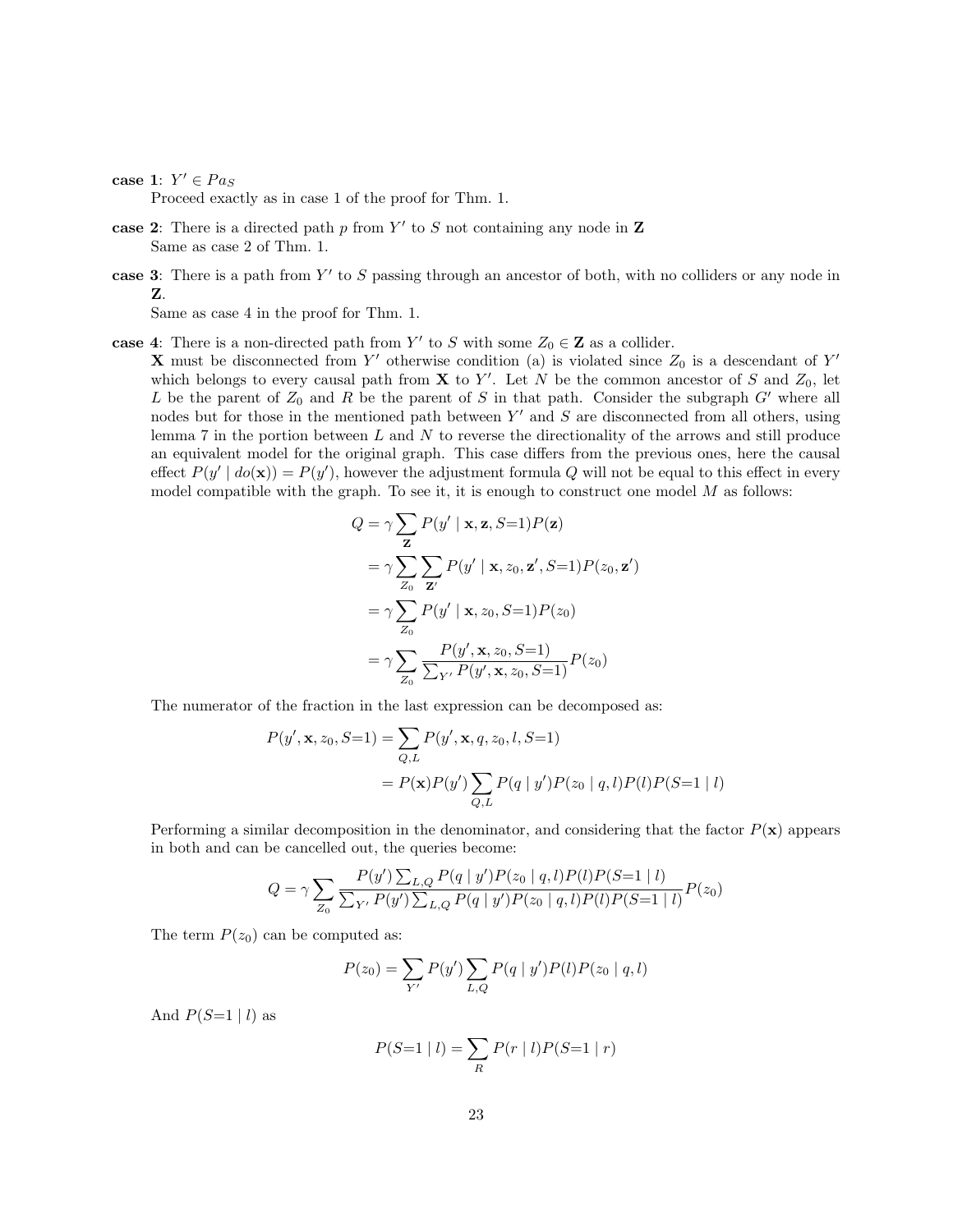**case 1**: $Y' \in Pa_S$

Proceed exactly as in case 1 of the proof for Thm. 1.

**case 2**: There is a directed path $p$ from $Y'$ to $S$ not containing any node in $\mathbf{Z}$

Same as case 2 of Thm. 1.

**case 3**: There is a path from $Y'$ to $S$ passing through an ancestor of both, with no colliders or any node in $\mathbf{Z}$.

Same as case 4 in the proof for Thm. 1.

**case 4**: There is a non-directed path from $Y'$ to $S$ with some $Z_0 \in \mathbf{Z}$ as a collider.

$\mathbf{X}$ must be disconnected from $Y'$ otherwise condition (a) is violated since $Z_0$ is a descendant of $Y'$ which belongs to every causal path from $\mathbf{X}$ to $Y'$. Let $N$ be the common ancestor of $S$ and $Z_0$, let $L$ be the parent of $Z_0$ and $R$ be the parent of $S$ in that path. Consider the subgraph $G'$ where all nodes but for those in the mentioned path between $Y'$ and $S$ are disconnected from all others, using lemma 7 in the portion between $L$ and $N$ to reverse the directionality of the arrows and still produce an equivalent model for the original graph. This case differs from the previous ones, here the causal effect $P(y' \mid do(\mathbf{x})) = P(y')$, however the adjustment formula $Q$ will not be equal to this effect in every model compatible with the graph. To see it, it is enough to construct one model $M$ as follows:

$$
\begin{aligned}
Q &= \gamma \sum_{\mathbf{Z}} P(y' \mid \mathbf{x}, \mathbf{z}, S{=}1) P(\mathbf{z}) \\
&= \gamma \sum_{Z_0} \sum_{\mathbf{Z}'} P(y' \mid \mathbf{x}, z_0, \mathbf{z}', S{=}1) P(z_0, \mathbf{z}') \\
&= \gamma \sum_{Z_0} P(y' \mid \mathbf{x}, z_0, S{=}1) P(z_0) \\
&= \gamma \sum_{Z_0} \frac{P(y', \mathbf{x}, z_0, S{=}1)}{\sum_{Y'} P(y', \mathbf{x}, z_0, S{=}1)} P(z_0)
\end{aligned}
$$

The numerator of the fraction in the last expression can be decomposed as:

$$
\begin{aligned}
P(y', \mathbf{x}, z_0, S{=}1) &= \sum_{Q,L} P(y', \mathbf{x}, q, z_0, l, S{=}1) \\
&= P(\mathbf{x}) P(y') \sum_{Q,L} P(q \mid y') P(z_0 \mid q, l) P(l) P(S{=}1 \mid l)
\end{aligned}
$$

Performing a similar decomposition in the denominator, and considering that the factor $P(\mathbf{x})$ appears in both and can be cancelled out, the queries become:

$$
Q = \gamma \sum_{Z_0} \frac{P(y') \sum_{L,Q} P(q \mid y') P(z_0 \mid q, l) P(l) P(S{=}1 \mid l)}{\sum_{Y'} P(y') \sum_{L,Q} P(q \mid y') P(z_0 \mid q, l) P(l) P(S{=}1 \mid l)} P(z_0)
$$

The term $P(z_0)$ can be computed as:

$$
P(z_0) = \sum_{Y'} P(y') \sum_{L,Q} P(q \mid y') P(l) P(z_0 \mid q, l)
$$

And $P(S{=}1 \mid l)$ as

$$
P(S{=}1 \mid l) = \sum_{R} P(r \mid l) P(S{=}1 \mid r)
$$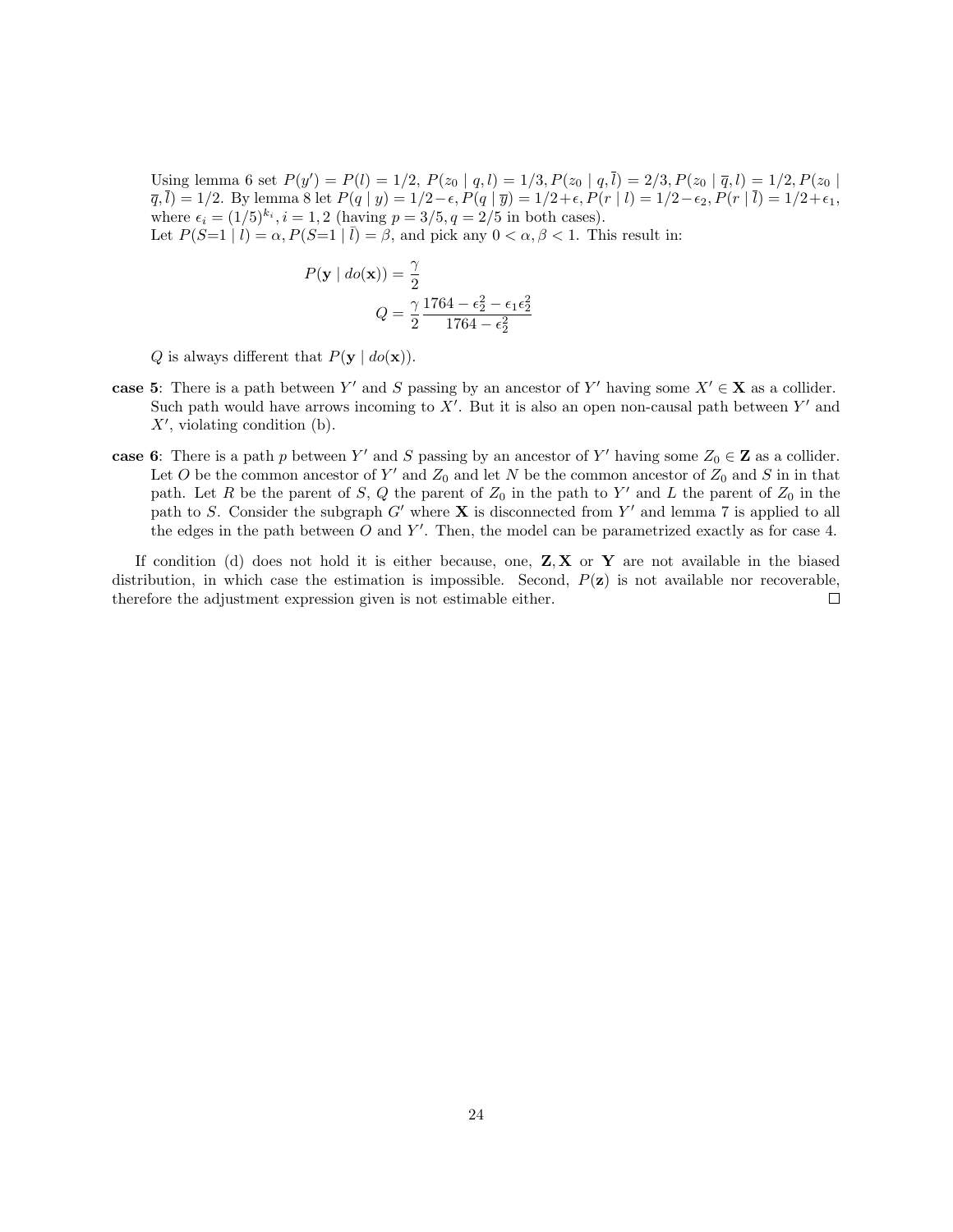Using lemma 6 set $P(y') = P(l) = 1/2$, $P(z_0 \mid q, l) = 1/3, P(z_0 \mid q, \bar{l}) = 2/3, P(z_0 \mid \overline{q}, l) = 1/2, P(z_0 \mid \overline{q}, \bar{l}) = 1/2$. By lemma 8 let $P(q \mid y) = 1/2 - \epsilon, P(q \mid \overline{y}) = 1/2 + \epsilon, P(r \mid l) = 1/2 - \epsilon_2, P(r \mid \bar{l}) = 1/2 + \epsilon_1$, where $\epsilon_i = (1/5)^{k_i}, i = 1, 2$ (having $p = 3/5, q = 2/5$ in both cases).

Let $P(S{=}1 \mid l) = \alpha, P(S{=}1 \mid \bar{l}) = \beta$, and pick any $0 < \alpha, \beta < 1$. This result in:

$$P(\mathbf{y} \mid do(\mathbf{x})) = \frac{\gamma}{2}$$

$$Q = \frac{\gamma}{2} \frac{1764 - \epsilon_2^2 - \epsilon_1 \epsilon_2^2}{1764 - \epsilon_2^2}$$

$Q$ is always different that $P(\mathbf{y} \mid do(\mathbf{x}))$.

**case 5**: There is a path between $Y'$ and $S$ passing by an ancestor of $Y'$ having some $X' \in \mathbf{X}$ as a collider. Such path would have arrows incoming to $X'$. But it is also an open non-causal path between $Y'$ and $X'$, violating condition (b).

**case 6**: There is a path $p$ between $Y'$ and $S$ passing by an ancestor of $Y'$ having some $Z_0 \in \mathbf{Z}$ as a collider. Let $O$ be the common ancestor of $Y'$ and $Z_0$ and let $N$ be the common ancestor of $Z_0$ and $S$ in in that path. Let $R$ be the parent of $S$, $Q$ the parent of $Z_0$ in the path to $Y'$ and $L$ the parent of $Z_0$ in the path to $S$. Consider the subgraph $G'$ where $\mathbf{X}$ is disconnected from $Y'$ and lemma 7 is applied to all the edges in the path between $O$ and $Y'$. Then, the model can be parametrized exactly as for case 4.

If condition (d) does not hold it is either because, one, $\mathbf{Z}, \mathbf{X}$ or $\mathbf{Y}$ are not available in the biased distribution, in which case the estimation is impossible. Second, $P(\mathbf{z})$ is not available nor recoverable, therefore the adjustment expression given is not estimable either. $\square$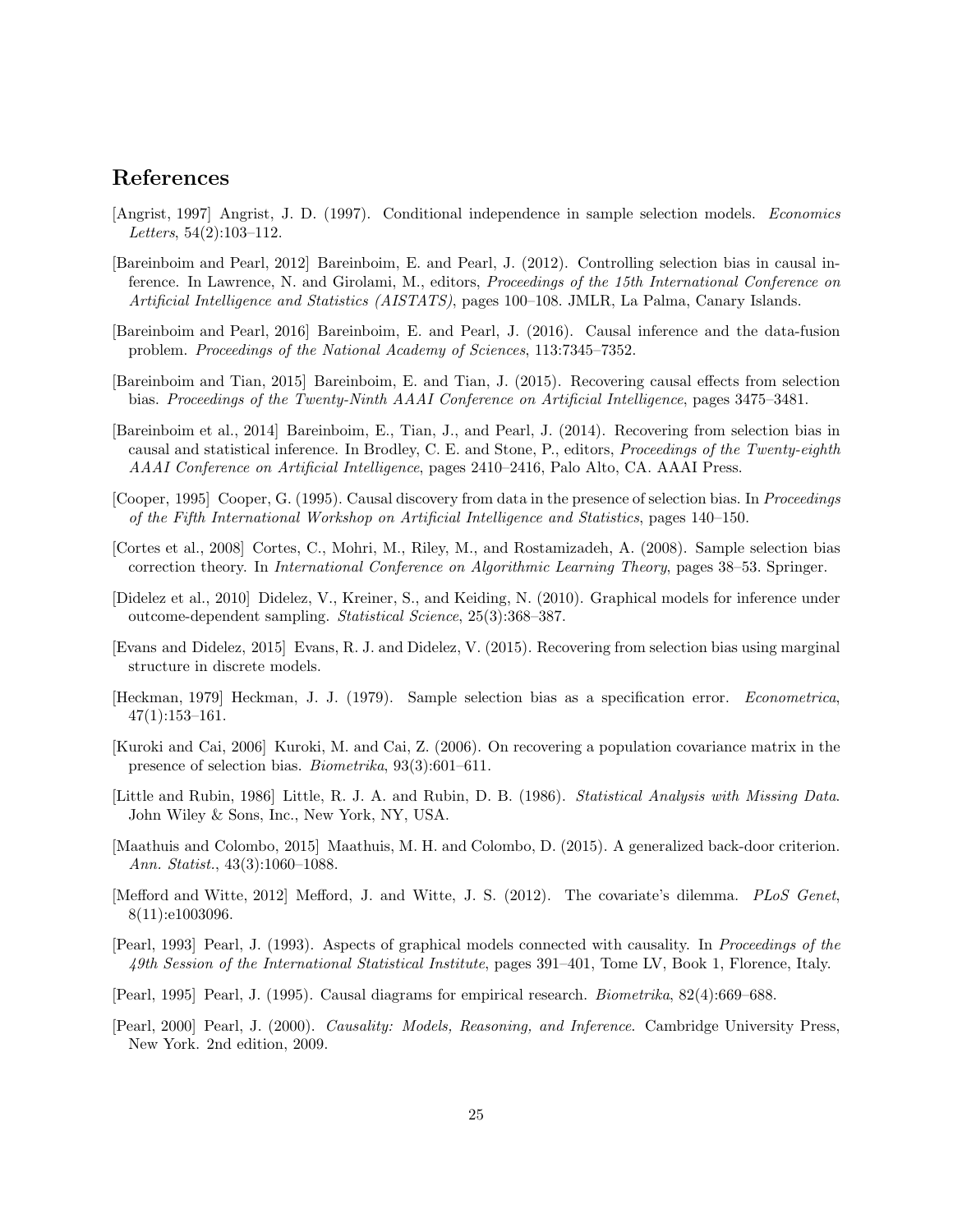# References

[Angrist, 1997] Angrist, J. D. (1997). Conditional independence in sample selection models. *Economics Letters*, 54(2):103–112.

[Bareinboim and Pearl, 2012] Bareinboim, E. and Pearl, J. (2012). Controlling selection bias in causal inference. In Lawrence, N. and Girolami, M., editors, *Proceedings of the 15th International Conference on Artificial Intelligence and Statistics (AISTATS)*, pages 100–108. JMLR, La Palma, Canary Islands.

[Bareinboim and Pearl, 2016] Bareinboim, E. and Pearl, J. (2016). Causal inference and the data-fusion problem. *Proceedings of the National Academy of Sciences*, 113:7345–7352.

[Bareinboim and Tian, 2015] Bareinboim, E. and Tian, J. (2015). Recovering causal effects from selection bias. *Proceedings of the Twenty-Ninth AAAI Conference on Artificial Intelligence*, pages 3475–3481.

[Bareinboim et al., 2014] Bareinboim, E., Tian, J., and Pearl, J. (2014). Recovering from selection bias in causal and statistical inference. In Brodley, C. E. and Stone, P., editors, *Proceedings of the Twenty-eighth AAAI Conference on Artificial Intelligence*, pages 2410–2416, Palo Alto, CA. AAAI Press.

[Cooper, 1995] Cooper, G. (1995). Causal discovery from data in the presence of selection bias. In *Proceedings of the Fifth International Workshop on Artificial Intelligence and Statistics*, pages 140–150.

[Cortes et al., 2008] Cortes, C., Mohri, M., Riley, M., and Rostamizadeh, A. (2008). Sample selection bias correction theory. In *International Conference on Algorithmic Learning Theory*, pages 38–53. Springer.

[Didelez et al., 2010] Didelez, V., Kreiner, S., and Keiding, N. (2010). Graphical models for inference under outcome-dependent sampling. *Statistical Science*, 25(3):368–387.

[Evans and Didelez, 2015] Evans, R. J. and Didelez, V. (2015). Recovering from selection bias using marginal structure in discrete models.

[Heckman, 1979] Heckman, J. J. (1979). Sample selection bias as a specification error. *Econometrica*, 47(1):153–161.

[Kuroki and Cai, 2006] Kuroki, M. and Cai, Z. (2006). On recovering a population covariance matrix in the presence of selection bias. *Biometrika*, 93(3):601–611.

[Little and Rubin, 1986] Little, R. J. A. and Rubin, D. B. (1986). *Statistical Analysis with Missing Data*. John Wiley & Sons, Inc., New York, NY, USA.

[Maathuis and Colombo, 2015] Maathuis, M. H. and Colombo, D. (2015). A generalized back-door criterion. *Ann. Statist.*, 43(3):1060–1088.

[Mefford and Witte, 2012] Mefford, J. and Witte, J. S. (2012). The covariate's dilemma. *PLoS Genet*, 8(11):e1003096.

[Pearl, 1993] Pearl, J. (1993). Aspects of graphical models connected with causality. In *Proceedings of the 49th Session of the International Statistical Institute*, pages 391–401, Tome LV, Book 1, Florence, Italy.

[Pearl, 1995] Pearl, J. (1995). Causal diagrams for empirical research. *Biometrika*, 82(4):669–688.

[Pearl, 2000] Pearl, J. (2000). *Causality: Models, Reasoning, and Inference*. Cambridge University Press, New York. 2nd edition, 2009.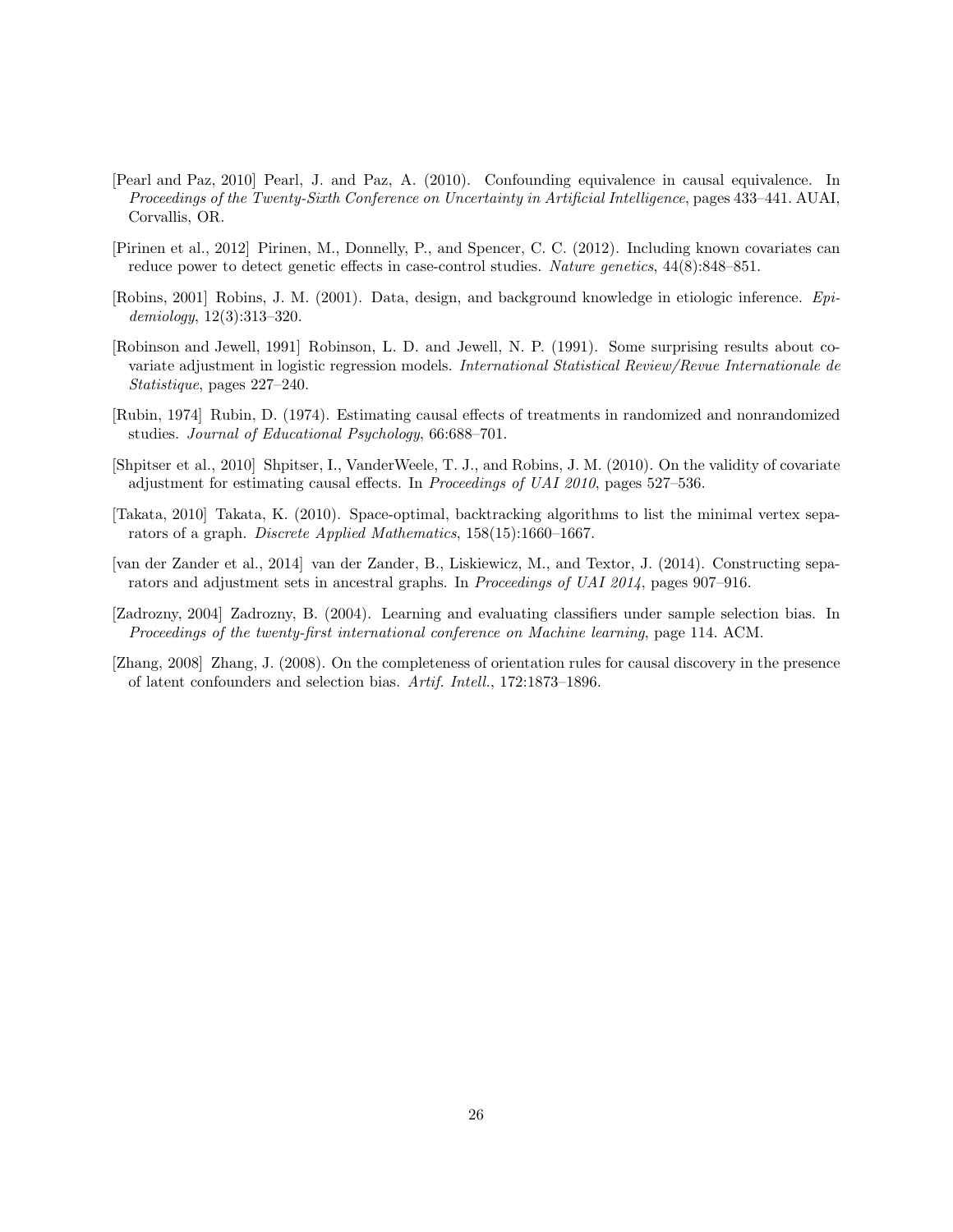[Pearl and Paz, 2010] Pearl, J. and Paz, A. (2010). Confounding equivalence in causal equivalence. In *Proceedings of the Twenty-Sixth Conference on Uncertainty in Artificial Intelligence*, pages 433–441. AUAI, Corvallis, OR.

[Pirinen et al., 2012] Pirinen, M., Donnelly, P., and Spencer, C. C. (2012). Including known covariates can reduce power to detect genetic effects in case-control studies. *Nature genetics*, 44(8):848–851.

[Robins, 2001] Robins, J. M. (2001). Data, design, and background knowledge in etiologic inference. *Epidemiology*, 12(3):313–320.

[Robinson and Jewell, 1991] Robinson, L. D. and Jewell, N. P. (1991). Some surprising results about covariate adjustment in logistic regression models. *International Statistical Review/Revue Internationale de Statistique*, pages 227–240.

[Rubin, 1974] Rubin, D. (1974). Estimating causal effects of treatments in randomized and nonrandomized studies. *Journal of Educational Psychology*, 66:688–701.

[Shpitser et al., 2010] Shpitser, I., VanderWeele, T. J., and Robins, J. M. (2010). On the validity of covariate adjustment for estimating causal effects. In *Proceedings of UAI 2010*, pages 527–536.

[Takata, 2010] Takata, K. (2010). Space-optimal, backtracking algorithms to list the minimal vertex separators of a graph. *Discrete Applied Mathematics*, 158(15):1660–1667.

[van der Zander et al., 2014] van der Zander, B., Liskiewicz, M., and Textor, J. (2014). Constructing separators and adjustment sets in ancestral graphs. In *Proceedings of UAI 2014*, pages 907–916.

[Zadrozny, 2004] Zadrozny, B. (2004). Learning and evaluating classifiers under sample selection bias. In *Proceedings of the twenty-first international conference on Machine learning*, page 114. ACM.

[Zhang, 2008] Zhang, J. (2008). On the completeness of orientation rules for causal discovery in the presence of latent confounders and selection bias. *Artif. Intell.*, 172:1873–1896.